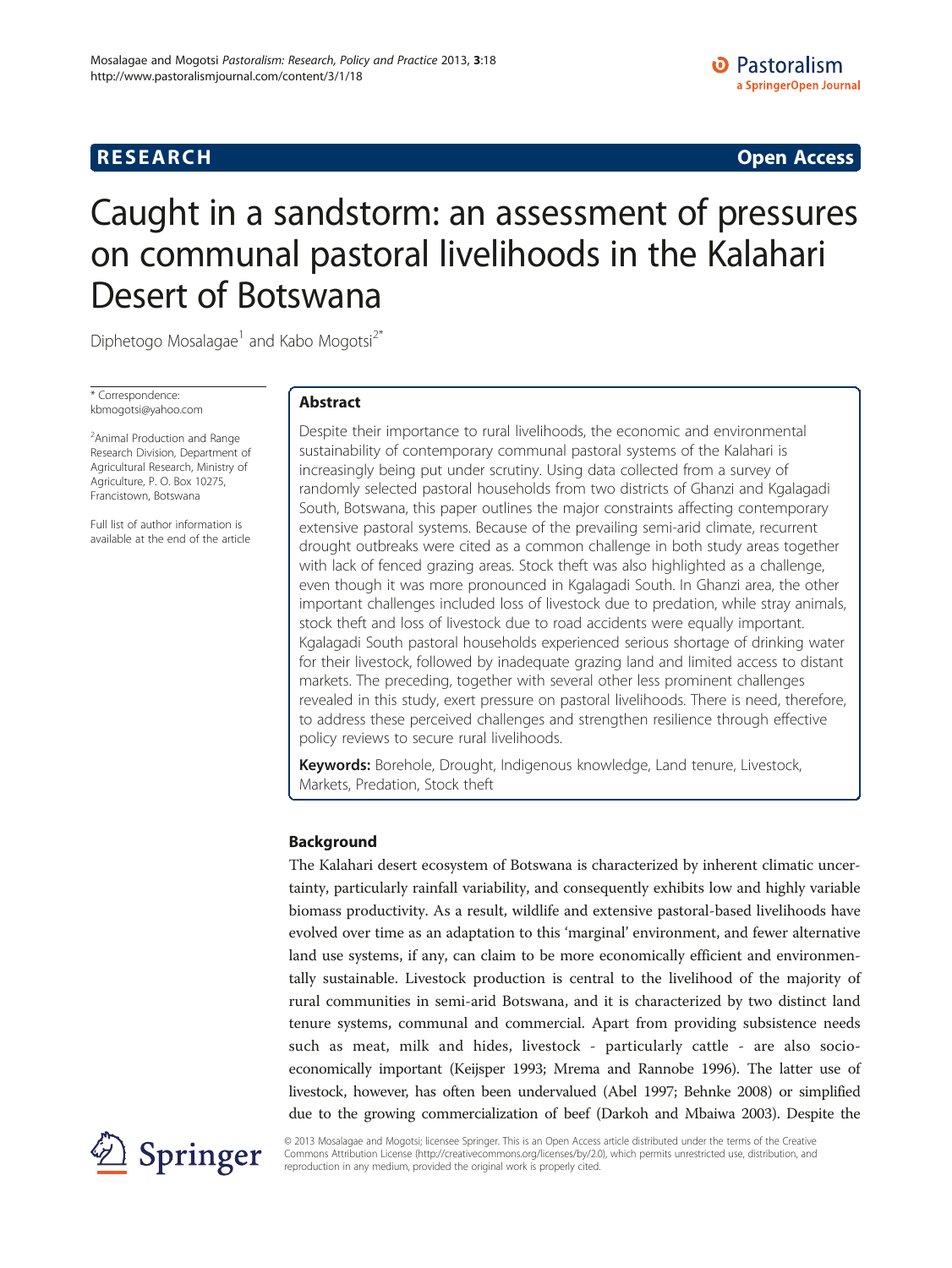RESEARCH Open Access

# Caught in a sandstorm: an assessment of pressures on communal pastoral livelihoods in the Kalahari Desert of Botswana

Diphetogo Mosalagae[1] and Kabo Mogotsi[2*]

\* Correspondence: kbmogotsi@yahoo.com

[2]Animal Production and Range Research Division, Department of Agricultural Research, Ministry of Agriculture, P. O. Box 10275, Francistown, Botswana

Full list of author information is available at the end of the article

## Abstract

Despite their importance to rural livelihoods, the economic and environmental sustainability of contemporary communal pastoral systems of the Kalahari is increasingly being put under scrutiny. Using data collected from a survey of randomly selected pastoral households from two districts of Ghanzi and Kgalagadi South, Botswana, this paper outlines the major constraints affecting contemporary extensive pastoral systems. Because of the prevailing semi-arid climate, recurrent drought outbreaks were cited as a common challenge in both study areas together with lack of fenced grazing areas. Stock theft was also highlighted as a challenge, even though it was more pronounced in Kgalagadi South. In Ghanzi area, the other important challenges included loss of livestock due to predation, while stray animals, stock theft and loss of livestock due to road accidents were equally important. Kgalagadi South pastoral households experienced serious shortage of drinking water for their livestock, followed by inadequate grazing land and limited access to distant markets. The preceding, together with several other less prominent challenges revealed in this study, exert pressure on pastoral livelihoods. There is need, therefore, to address these perceived challenges and strengthen resilience through effective policy reviews to secure rural livelihoods.

**Keywords:** Borehole, Drought, Indigenous knowledge, Land tenure, Livestock, Markets, Predation, Stock theft

## Background

The Kalahari desert ecosystem of Botswana is characterized by inherent climatic uncertainty, particularly rainfall variability, and consequently exhibits low and highly variable biomass productivity. As a result, wildlife and extensive pastoral-based livelihoods have evolved over time as an adaptation to this 'marginal' environment, and fewer alternative land use systems, if any, can claim to be more economically efficient and environmentally sustainable. Livestock production is central to the livelihood of the majority of rural communities in semi-arid Botswana, and it is characterized by two distinct land tenure systems, communal and commercial. Apart from providing subsistence needs such as meat, milk and hides, livestock - particularly cattle - are also socio-economically important (Keijsper 1993; Mrema and Rannobe 1996). The latter use of livestock, however, has often been undervalued (Abel 1997; Behnke 2008) or simplified due to the growing commercialization of beef (Darkoh and Mbaiwa 2003). Despite the

© 2013 Mosalagae and Mogotsi; licensee Springer. This is an Open Access article distributed under the terms of the Creative Commons Attribution License (http://creativecommons.org/licenses/by/2.0), which permits unrestricted use, distribution, and reproduction in any medium, provided the original work is properly cited.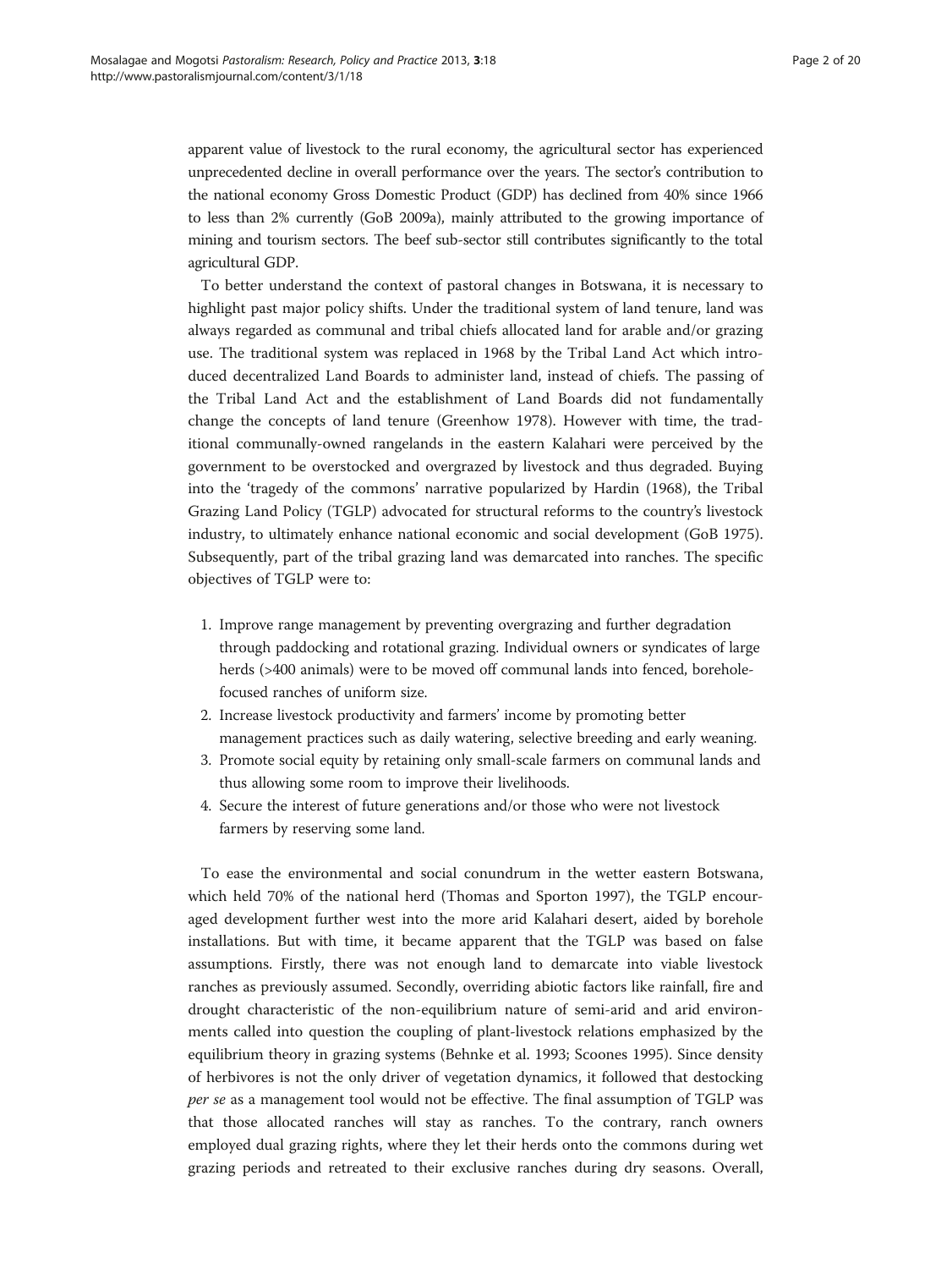apparent value of livestock to the rural economy, the agricultural sector has experienced unprecedented decline in overall performance over the years. The sector's contribution to the national economy Gross Domestic Product (GDP) has declined from 40% since 1966 to less than 2% currently (GoB 2009a), mainly attributed to the growing importance of mining and tourism sectors. The beef sub-sector still contributes significantly to the total agricultural GDP.

To better understand the context of pastoral changes in Botswana, it is necessary to highlight past major policy shifts. Under the traditional system of land tenure, land was always regarded as communal and tribal chiefs allocated land for arable and/or grazing use. The traditional system was replaced in 1968 by the Tribal Land Act which introduced decentralized Land Boards to administer land, instead of chiefs. The passing of the Tribal Land Act and the establishment of Land Boards did not fundamentally change the concepts of land tenure (Greenhow 1978). However with time, the traditional communally-owned rangelands in the eastern Kalahari were perceived by the government to be overstocked and overgrazed by livestock and thus degraded. Buying into the 'tragedy of the commons' narrative popularized by Hardin (1968), the Tribal Grazing Land Policy (TGLP) advocated for structural reforms to the country's livestock industry, to ultimately enhance national economic and social development (GoB 1975). Subsequently, part of the tribal grazing land was demarcated into ranches. The specific objectives of TGLP were to:

1. Improve range management by preventing overgrazing and further degradation through paddocking and rotational grazing. Individual owners or syndicates of large herds (>400 animals) were to be moved off communal lands into fenced, borehole-focused ranches of uniform size.
2. Increase livestock productivity and farmers' income by promoting better management practices such as daily watering, selective breeding and early weaning.
3. Promote social equity by retaining only small-scale farmers on communal lands and thus allowing some room to improve their livelihoods.
4. Secure the interest of future generations and/or those who were not livestock farmers by reserving some land.

To ease the environmental and social conundrum in the wetter eastern Botswana, which held 70% of the national herd (Thomas and Sporton 1997), the TGLP encouraged development further west into the more arid Kalahari desert, aided by borehole installations. But with time, it became apparent that the TGLP was based on false assumptions. Firstly, there was not enough land to demarcate into viable livestock ranches as previously assumed. Secondly, overriding abiotic factors like rainfall, fire and drought characteristic of the non-equilibrium nature of semi-arid and arid environments called into question the coupling of plant-livestock relations emphasized by the equilibrium theory in grazing systems (Behnke et al. 1993; Scoones 1995). Since density of herbivores is not the only driver of vegetation dynamics, it followed that destocking *per se* as a management tool would not be effective. The final assumption of TGLP was that those allocated ranches will stay as ranches. To the contrary, ranch owners employed dual grazing rights, where they let their herds onto the commons during wet grazing periods and retreated to their exclusive ranches during dry seasons. Overall,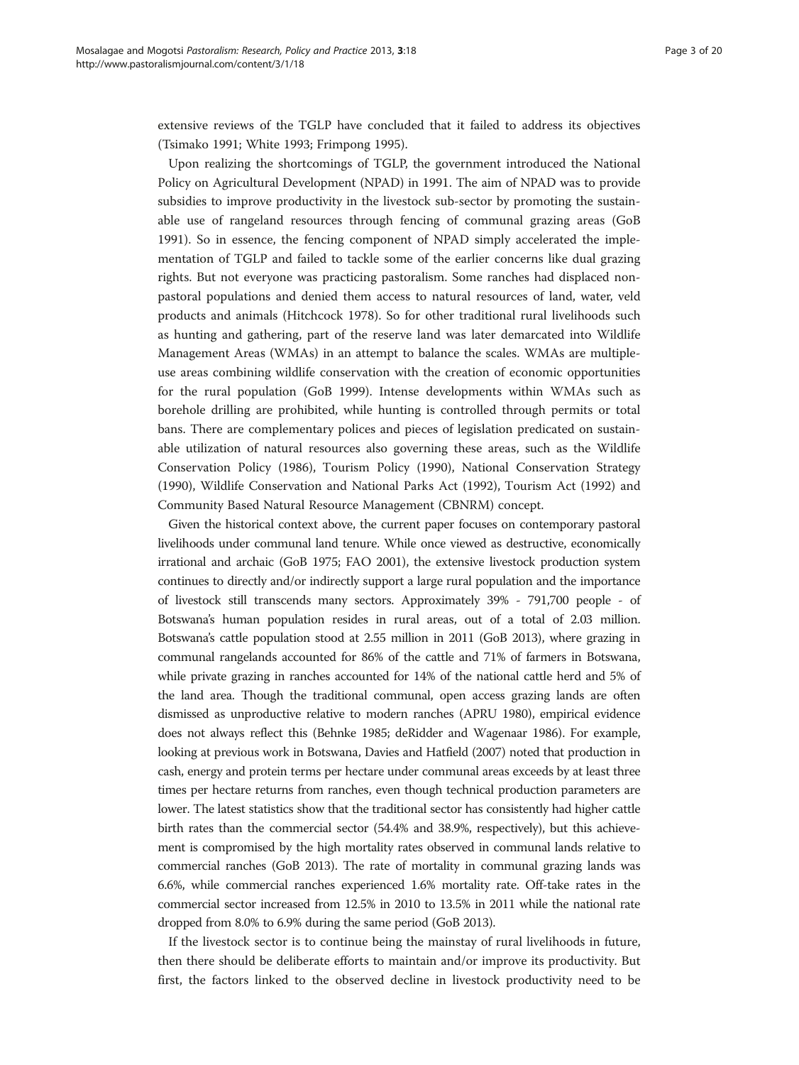extensive reviews of the TGLP have concluded that it failed to address its objectives (Tsimako 1991; White 1993; Frimpong 1995).

Upon realizing the shortcomings of TGLP, the government introduced the National Policy on Agricultural Development (NPAD) in 1991. The aim of NPAD was to provide subsidies to improve productivity in the livestock sub-sector by promoting the sustainable use of rangeland resources through fencing of communal grazing areas (GoB 1991). So in essence, the fencing component of NPAD simply accelerated the implementation of TGLP and failed to tackle some of the earlier concerns like dual grazing rights. But not everyone was practicing pastoralism. Some ranches had displaced non-pastoral populations and denied them access to natural resources of land, water, veld products and animals (Hitchcock 1978). So for other traditional rural livelihoods such as hunting and gathering, part of the reserve land was later demarcated into Wildlife Management Areas (WMAs) in an attempt to balance the scales. WMAs are multiple-use areas combining wildlife conservation with the creation of economic opportunities for the rural population (GoB 1999). Intense developments within WMAs such as borehole drilling are prohibited, while hunting is controlled through permits or total bans. There are complementary polices and pieces of legislation predicated on sustainable utilization of natural resources also governing these areas, such as the Wildlife Conservation Policy (1986), Tourism Policy (1990), National Conservation Strategy (1990), Wildlife Conservation and National Parks Act (1992), Tourism Act (1992) and Community Based Natural Resource Management (CBNRM) concept.

Given the historical context above, the current paper focuses on contemporary pastoral livelihoods under communal land tenure. While once viewed as destructive, economically irrational and archaic (GoB 1975; FAO 2001), the extensive livestock production system continues to directly and/or indirectly support a large rural population and the importance of livestock still transcends many sectors. Approximately 39% - 791,700 people - of Botswana's human population resides in rural areas, out of a total of 2.03 million. Botswana's cattle population stood at 2.55 million in 2011 (GoB 2013), where grazing in communal rangelands accounted for 86% of the cattle and 71% of farmers in Botswana, while private grazing in ranches accounted for 14% of the national cattle herd and 5% of the land area. Though the traditional communal, open access grazing lands are often dismissed as unproductive relative to modern ranches (APRU 1980), empirical evidence does not always reflect this (Behnke 1985; deRidder and Wagenaar 1986). For example, looking at previous work in Botswana, Davies and Hatfield (2007) noted that production in cash, energy and protein terms per hectare under communal areas exceeds by at least three times per hectare returns from ranches, even though technical production parameters are lower. The latest statistics show that the traditional sector has consistently had higher cattle birth rates than the commercial sector (54.4% and 38.9%, respectively), but this achievement is compromised by the high mortality rates observed in communal lands relative to commercial ranches (GoB 2013). The rate of mortality in communal grazing lands was 6.6%, while commercial ranches experienced 1.6% mortality rate. Off-take rates in the commercial sector increased from 12.5% in 2010 to 13.5% in 2011 while the national rate dropped from 8.0% to 6.9% during the same period (GoB 2013).

If the livestock sector is to continue being the mainstay of rural livelihoods in future, then there should be deliberate efforts to maintain and/or improve its productivity. But first, the factors linked to the observed decline in livestock productivity need to be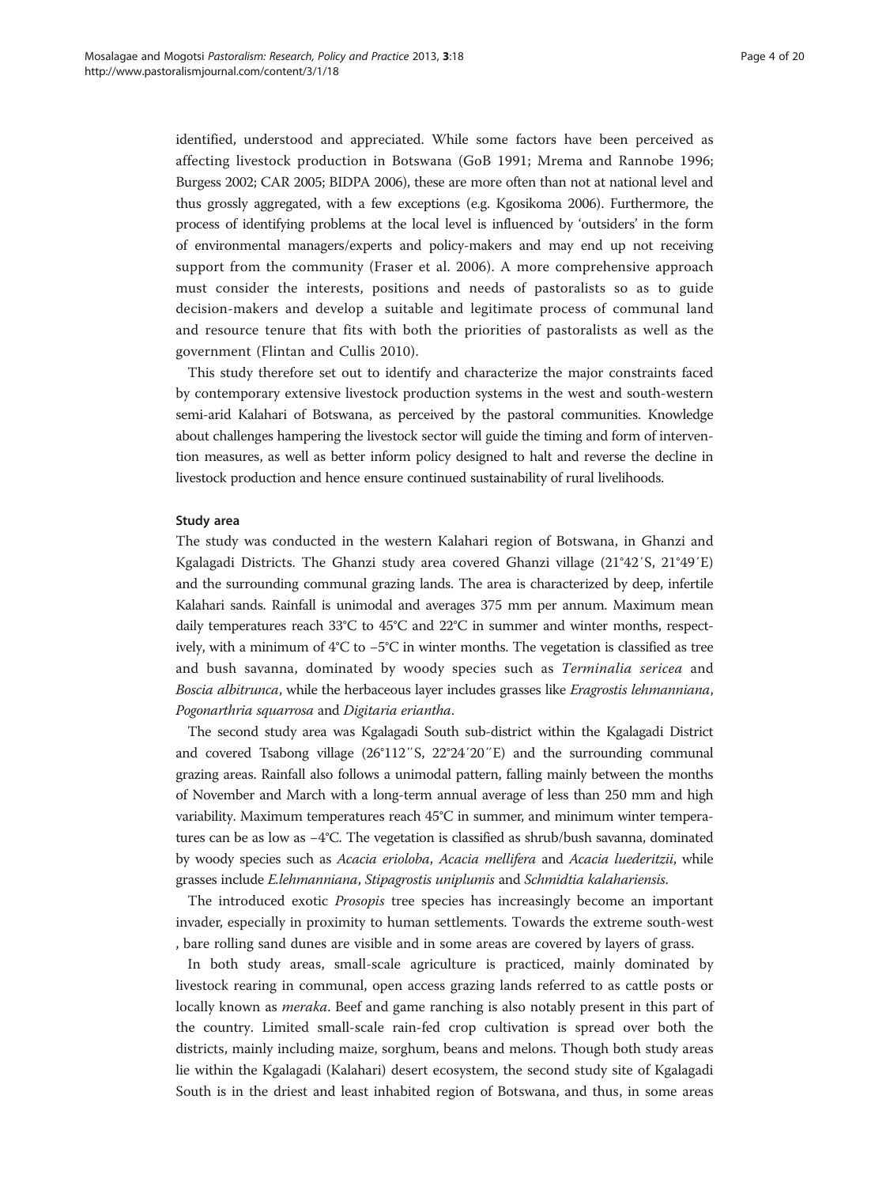identified, understood and appreciated. While some factors have been perceived as affecting livestock production in Botswana (GoB 1991; Mrema and Rannobe 1996; Burgess 2002; CAR 2005; BIDPA 2006), these are more often than not at national level and thus grossly aggregated, with a few exceptions (e.g. Kgosikoma 2006). Furthermore, the process of identifying problems at the local level is influenced by 'outsiders' in the form of environmental managers/experts and policy-makers and may end up not receiving support from the community (Fraser et al. 2006). A more comprehensive approach must consider the interests, positions and needs of pastoralists so as to guide decision-makers and develop a suitable and legitimate process of communal land and resource tenure that fits with both the priorities of pastoralists as well as the government (Flintan and Cullis 2010).

This study therefore set out to identify and characterize the major constraints faced by contemporary extensive livestock production systems in the west and south-western semi-arid Kalahari of Botswana, as perceived by the pastoral communities. Knowledge about challenges hampering the livestock sector will guide the timing and form of intervention measures, as well as better inform policy designed to halt and reverse the decline in livestock production and hence ensure continued sustainability of rural livelihoods.

#### Study area

The study was conducted in the western Kalahari region of Botswana, in Ghanzi and Kgalagadi Districts. The Ghanzi study area covered Ghanzi village (21°42′S, 21°49′E) and the surrounding communal grazing lands. The area is characterized by deep, infertile Kalahari sands. Rainfall is unimodal and averages 375 mm per annum. Maximum mean daily temperatures reach 33°C to 45°C and 22°C in summer and winter months, respectively, with a minimum of 4°C to −5°C in winter months. The vegetation is classified as tree and bush savanna, dominated by woody species such as *Terminalia sericea* and *Boscia albitrunca*, while the herbaceous layer includes grasses like *Eragrostis lehmanniana*, *Pogonarthria squarrosa* and *Digitaria eriantha*.

The second study area was Kgalagadi South sub-district within the Kgalagadi District and covered Tsabong village (26°112′′S, 22°24′20′′E) and the surrounding communal grazing areas. Rainfall also follows a unimodal pattern, falling mainly between the months of November and March with a long-term annual average of less than 250 mm and high variability. Maximum temperatures reach 45°C in summer, and minimum winter temperatures can be as low as −4°C. The vegetation is classified as shrub/bush savanna, dominated by woody species such as *Acacia erioloba*, *Acacia mellifera* and *Acacia luederitzii*, while grasses include *E.lehmanniana*, *Stipagrostis uniplumis* and *Schmidtia kalahariensis*.

The introduced exotic *Prosopis* tree species has increasingly become an important invader, especially in proximity to human settlements. Towards the extreme south-west , bare rolling sand dunes are visible and in some areas are covered by layers of grass.

In both study areas, small-scale agriculture is practiced, mainly dominated by livestock rearing in communal, open access grazing lands referred to as cattle posts or locally known as *meraka*. Beef and game ranching is also notably present in this part of the country. Limited small-scale rain-fed crop cultivation is spread over both the districts, mainly including maize, sorghum, beans and melons. Though both study areas lie within the Kgalagadi (Kalahari) desert ecosystem, the second study site of Kgalagadi South is in the driest and least inhabited region of Botswana, and thus, in some areas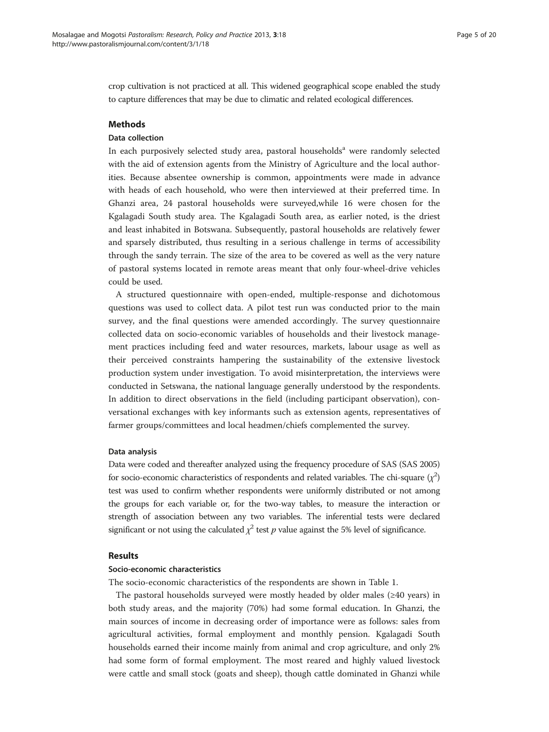crop cultivation is not practiced at all. This widened geographical scope enabled the study to capture differences that may be due to climatic and related ecological differences.

## Methods

### Data collection

In each purposively selected study area, pastoral households[a] were randomly selected with the aid of extension agents from the Ministry of Agriculture and the local authorities. Because absentee ownership is common, appointments were made in advance with heads of each household, who were then interviewed at their preferred time. In Ghanzi area, 24 pastoral households were surveyed,while 16 were chosen for the Kgalagadi South study area. The Kgalagadi South area, as earlier noted, is the driest and least inhabited in Botswana. Subsequently, pastoral households are relatively fewer and sparsely distributed, thus resulting in a serious challenge in terms of accessibility through the sandy terrain. The size of the area to be covered as well as the very nature of pastoral systems located in remote areas meant that only four-wheel-drive vehicles could be used.

A structured questionnaire with open-ended, multiple-response and dichotomous questions was used to collect data. A pilot test run was conducted prior to the main survey, and the final questions were amended accordingly. The survey questionnaire collected data on socio-economic variables of households and their livestock management practices including feed and water resources, markets, labour usage as well as their perceived constraints hampering the sustainability of the extensive livestock production system under investigation. To avoid misinterpretation, the interviews were conducted in Setswana, the national language generally understood by the respondents. In addition to direct observations in the field (including participant observation), conversational exchanges with key informants such as extension agents, representatives of farmer groups/committees and local headmen/chiefs complemented the survey.

### Data analysis

Data were coded and thereafter analyzed using the frequency procedure of SAS (SAS 2005) for socio-economic characteristics of respondents and related variables. The chi-square ($\chi^2$) test was used to confirm whether respondents were uniformly distributed or not among the groups for each variable or, for the two-way tables, to measure the interaction or strength of association between any two variables. The inferential tests were declared significant or not using the calculated $\chi^2$ test $p$ value against the 5% level of significance.

## Results

### Socio-economic characteristics

The socio-economic characteristics of the respondents are shown in Table 1.

The pastoral households surveyed were mostly headed by older males (≥40 years) in both study areas, and the majority (70%) had some formal education. In Ghanzi, the main sources of income in decreasing order of importance were as follows: sales from agricultural activities, formal employment and monthly pension. Kgalagadi South households earned their income mainly from animal and crop agriculture, and only 2% had some form of formal employment. The most reared and highly valued livestock were cattle and small stock (goats and sheep), though cattle dominated in Ghanzi while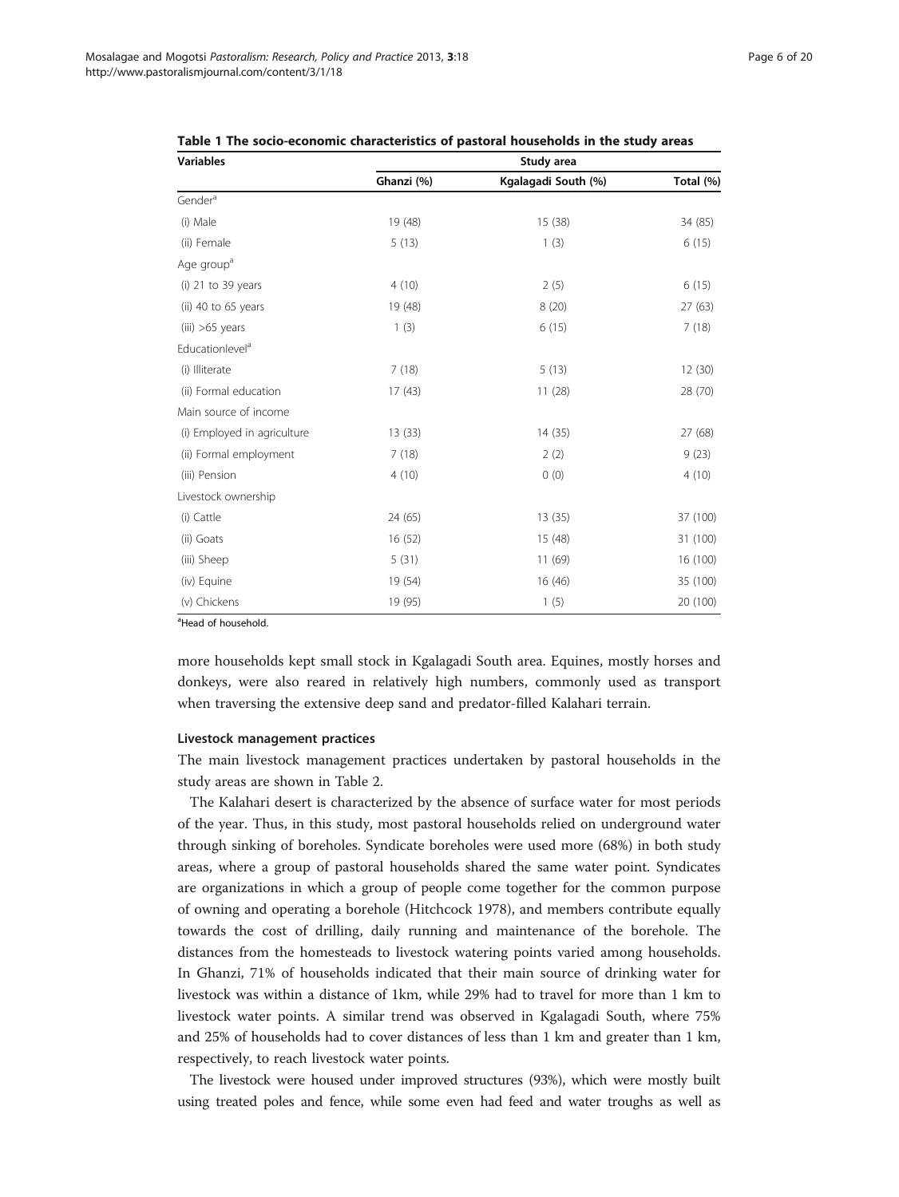**Table 1 The socio-economic characteristics of pastoral households in the study areas**

| Variables | Study area | | |
|---|---|---|---|
| | Ghanzi (%) | Kgalagadi South (%) | Total (%) |
| Gender[a] | | | |
| (i) Male | 19 (48) | 15 (38) | 34 (85) |
| (ii) Female | 5 (13) | 1 (3) | 6 (15) |
| Age group[a] | | | |
| (i) 21 to 39 years | 4 (10) | 2 (5) | 6 (15) |
| (ii) 40 to 65 years | 19 (48) | 8 (20) | 27 (63) |
| (iii) >65 years | 1 (3) | 6 (15) | 7 (18) |
| Educationlevel[a] | | | |
| (i) Illiterate | 7 (18) | 5 (13) | 12 (30) |
| (ii) Formal education | 17 (43) | 11 (28) | 28 (70) |
| Main source of income | | | |
| (i) Employed in agriculture | 13 (33) | 14 (35) | 27 (68) |
| (ii) Formal employment | 7 (18) | 2 (2) | 9 (23) |
| (iii) Pension | 4 (10) | 0 (0) | 4 (10) |
| Livestock ownership | | | |
| (i) Cattle | 24 (65) | 13 (35) | 37 (100) |
| (ii) Goats | 16 (52) | 15 (48) | 31 (100) |
| (iii) Sheep | 5 (31) | 11 (69) | 16 (100) |
| (iv) Equine | 19 (54) | 16 (46) | 35 (100) |
| (v) Chickens | 19 (95) | 1 (5) | 20 (100) |

[a]Head of household.

more households kept small stock in Kgalagadi South area. Equines, mostly horses and donkeys, were also reared in relatively high numbers, commonly used as transport when traversing the extensive deep sand and predator-filled Kalahari terrain.

#### Livestock management practices

The main livestock management practices undertaken by pastoral households in the study areas are shown in Table 2.

The Kalahari desert is characterized by the absence of surface water for most periods of the year. Thus, in this study, most pastoral households relied on underground water through sinking of boreholes. Syndicate boreholes were used more (68%) in both study areas, where a group of pastoral households shared the same water point. Syndicates are organizations in which a group of people come together for the common purpose of owning and operating a borehole (Hitchcock 1978), and members contribute equally towards the cost of drilling, daily running and maintenance of the borehole. The distances from the homesteads to livestock watering points varied among households. In Ghanzi, 71% of households indicated that their main source of drinking water for livestock was within a distance of 1km, while 29% had to travel for more than 1 km to livestock water points. A similar trend was observed in Kgalagadi South, where 75% and 25% of households had to cover distances of less than 1 km and greater than 1 km, respectively, to reach livestock water points.

The livestock were housed under improved structures (93%), which were mostly built using treated poles and fence, while some even had feed and water troughs as well as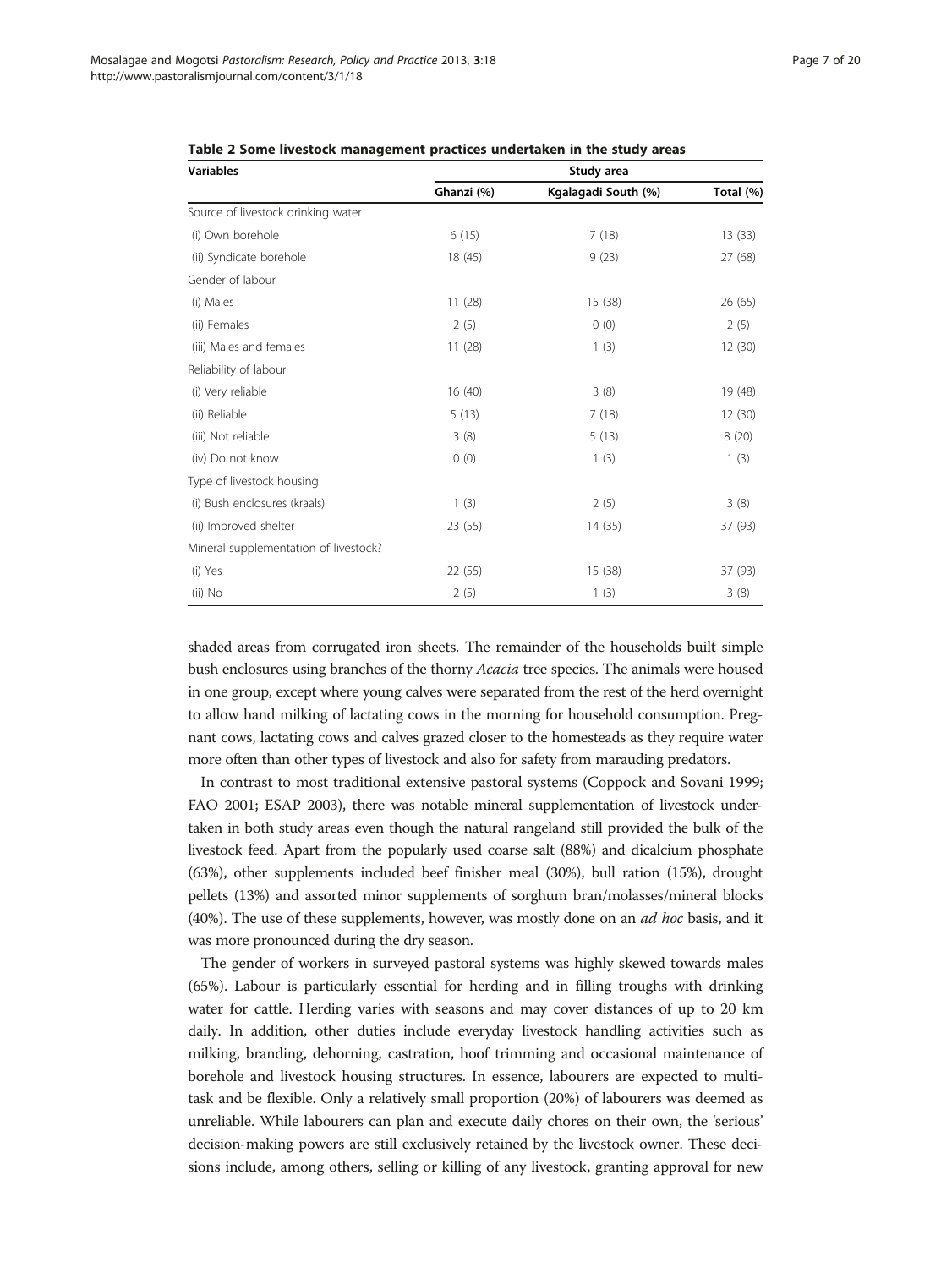**Table 2 Some livestock management practices undertaken in the study areas**

| Variables | Study area | | |
|---|---|---|---|
| | Ghanzi (%) | Kgalagadi South (%) | Total (%) |
| Source of livestock drinking water | | | |
| (i) Own borehole | 6 (15) | 7 (18) | 13 (33) |
| (ii) Syndicate borehole | 18 (45) | 9 (23) | 27 (68) |
| Gender of labour | | | |
| (i) Males | 11 (28) | 15 (38) | 26 (65) |
| (ii) Females | 2 (5) | 0 (0) | 2 (5) |
| (iii) Males and females | 11 (28) | 1 (3) | 12 (30) |
| Reliability of labour | | | |
| (i) Very reliable | 16 (40) | 3 (8) | 19 (48) |
| (ii) Reliable | 5 (13) | 7 (18) | 12 (30) |
| (iii) Not reliable | 3 (8) | 5 (13) | 8 (20) |
| (iv) Do not know | 0 (0) | 1 (3) | 1 (3) |
| Type of livestock housing | | | |
| (i) Bush enclosures (kraals) | 1 (3) | 2 (5) | 3 (8) |
| (ii) Improved shelter | 23 (55) | 14 (35) | 37 (93) |
| Mineral supplementation of livestock? | | | |
| (i) Yes | 22 (55) | 15 (38) | 37 (93) |
| (ii) No | 2 (5) | 1 (3) | 3 (8) |

shaded areas from corrugated iron sheets. The remainder of the households built simple bush enclosures using branches of the thorny *Acacia* tree species. The animals were housed in one group, except where young calves were separated from the rest of the herd overnight to allow hand milking of lactating cows in the morning for household consumption. Pregnant cows, lactating cows and calves grazed closer to the homesteads as they require water more often than other types of livestock and also for safety from marauding predators.

In contrast to most traditional extensive pastoral systems (Coppock and Sovani 1999; FAO 2001; ESAP 2003), there was notable mineral supplementation of livestock undertaken in both study areas even though the natural rangeland still provided the bulk of the livestock feed. Apart from the popularly used coarse salt (88%) and dicalcium phosphate (63%), other supplements included beef finisher meal (30%), bull ration (15%), drought pellets (13%) and assorted minor supplements of sorghum bran/molasses/mineral blocks (40%). The use of these supplements, however, was mostly done on an *ad hoc* basis, and it was more pronounced during the dry season.

The gender of workers in surveyed pastoral systems was highly skewed towards males (65%). Labour is particularly essential for herding and in filling troughs with drinking water for cattle. Herding varies with seasons and may cover distances of up to 20 km daily. In addition, other duties include everyday livestock handling activities such as milking, branding, dehorning, castration, hoof trimming and occasional maintenance of borehole and livestock housing structures. In essence, labourers are expected to multitask and be flexible. Only a relatively small proportion (20%) of labourers was deemed as unreliable. While labourers can plan and execute daily chores on their own, the 'serious' decision-making powers are still exclusively retained by the livestock owner. These decisions include, among others, selling or killing of any livestock, granting approval for new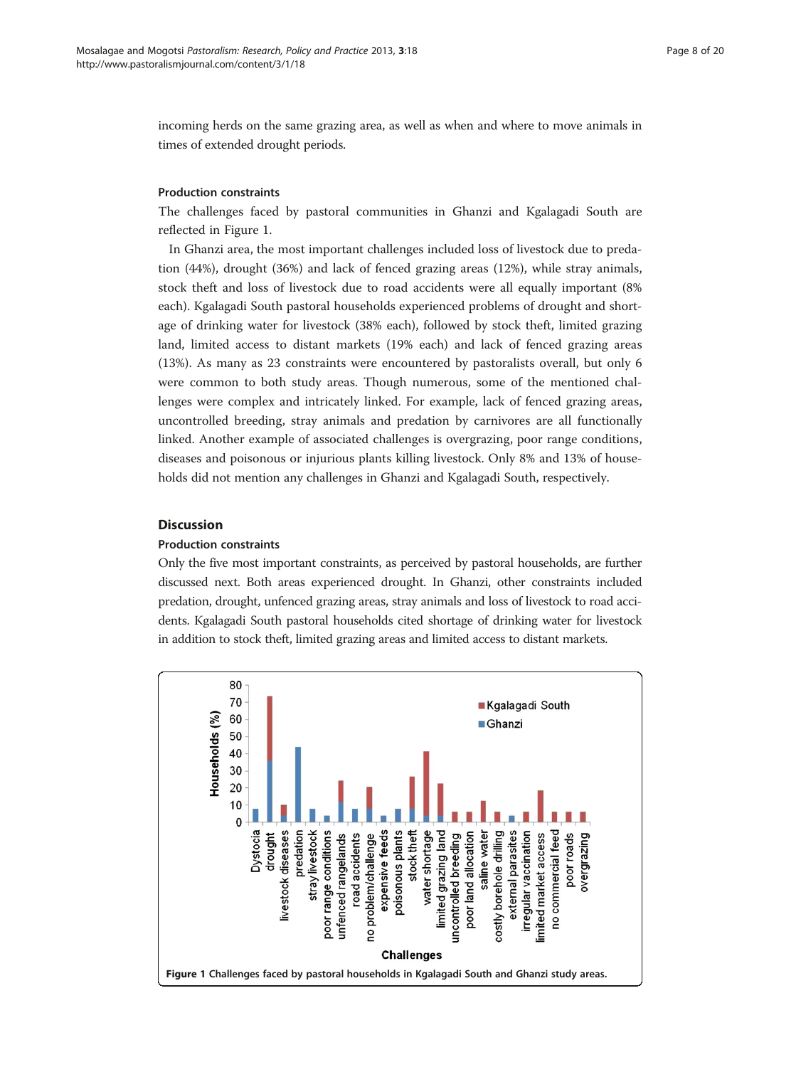incoming herds on the same grazing area, as well as when and where to move animals in times of extended drought periods.

### Production constraints

The challenges faced by pastoral communities in Ghanzi and Kgalagadi South are reflected in Figure 1.

In Ghanzi area, the most important challenges included loss of livestock due to predation (44%), drought (36%) and lack of fenced grazing areas (12%), while stray animals, stock theft and loss of livestock due to road accidents were all equally important (8% each). Kgalagadi South pastoral households experienced problems of drought and shortage of drinking water for livestock (38% each), followed by stock theft, limited grazing land, limited access to distant markets (19% each) and lack of fenced grazing areas (13%). As many as 23 constraints were encountered by pastoralists overall, but only 6 were common to both study areas. Though numerous, some of the mentioned challenges were complex and intricately linked. For example, lack of fenced grazing areas, uncontrolled breeding, stray animals and predation by carnivores are all functionally linked. Another example of associated challenges is overgrazing, poor range conditions, diseases and poisonous or injurious plants killing livestock. Only 8% and 13% of households did not mention any challenges in Ghanzi and Kgalagadi South, respectively.

## Discussion

### Production constraints

Only the five most important constraints, as perceived by pastoral households, are further discussed next. Both areas experienced drought. In Ghanzi, other constraints included predation, drought, unfenced grazing areas, stray animals and loss of livestock to road accidents. Kgalagadi South pastoral households cited shortage of drinking water for livestock in addition to stock theft, limited grazing areas and limited access to distant markets.

**Figure 1 Challenges faced by pastoral households in Kgalagadi South and Ghanzi study areas.**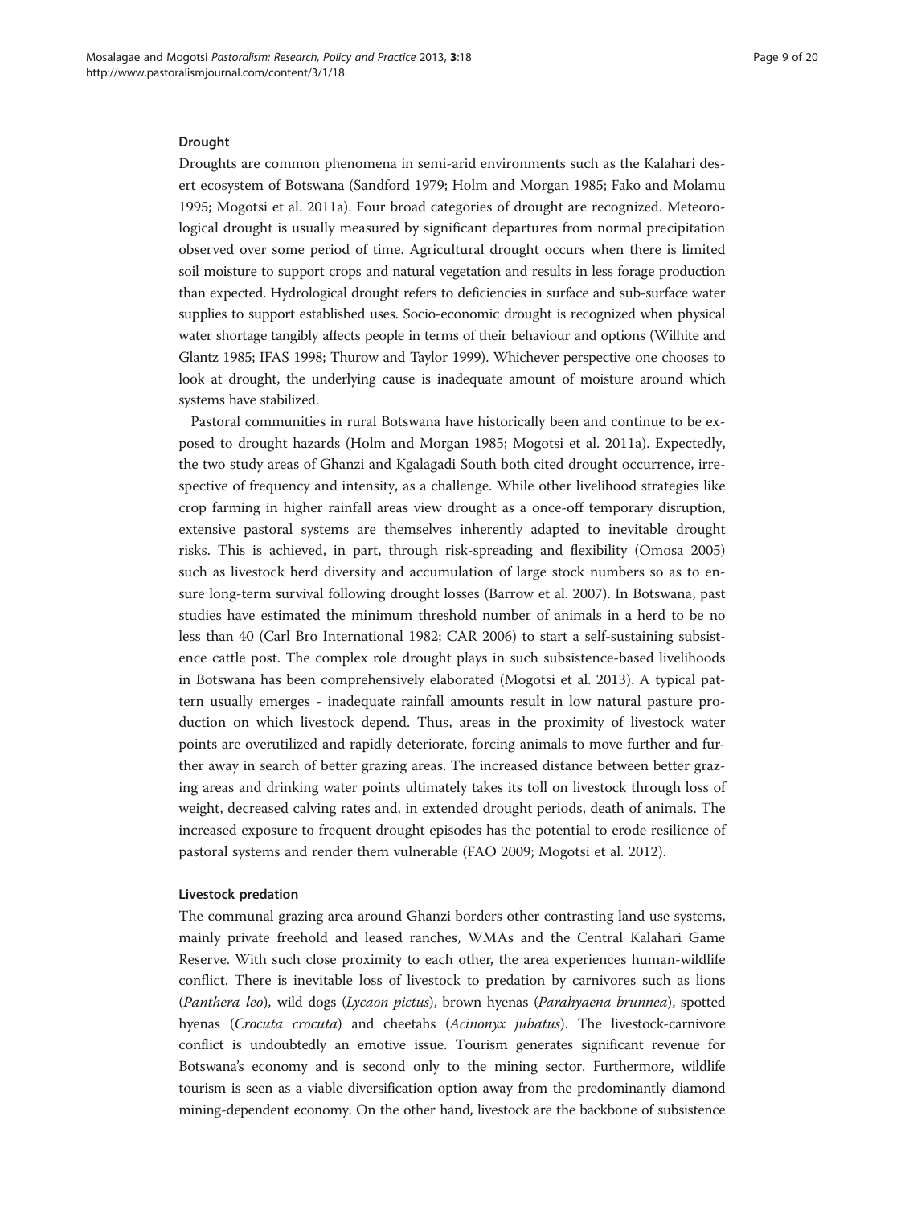### Drought

Droughts are common phenomena in semi-arid environments such as the Kalahari desert ecosystem of Botswana (Sandford 1979; Holm and Morgan 1985; Fako and Molamu 1995; Mogotsi et al. 2011a). Four broad categories of drought are recognized. Meteorological drought is usually measured by significant departures from normal precipitation observed over some period of time. Agricultural drought occurs when there is limited soil moisture to support crops and natural vegetation and results in less forage production than expected. Hydrological drought refers to deficiencies in surface and sub-surface water supplies to support established uses. Socio-economic drought is recognized when physical water shortage tangibly affects people in terms of their behaviour and options (Wilhite and Glantz 1985; IFAS 1998; Thurow and Taylor 1999). Whichever perspective one chooses to look at drought, the underlying cause is inadequate amount of moisture around which systems have stabilized.

Pastoral communities in rural Botswana have historically been and continue to be exposed to drought hazards (Holm and Morgan 1985; Mogotsi et al. 2011a). Expectedly, the two study areas of Ghanzi and Kgalagadi South both cited drought occurrence, irrespective of frequency and intensity, as a challenge. While other livelihood strategies like crop farming in higher rainfall areas view drought as a once-off temporary disruption, extensive pastoral systems are themselves inherently adapted to inevitable drought risks. This is achieved, in part, through risk-spreading and flexibility (Omosa 2005) such as livestock herd diversity and accumulation of large stock numbers so as to ensure long-term survival following drought losses (Barrow et al. 2007). In Botswana, past studies have estimated the minimum threshold number of animals in a herd to be no less than 40 (Carl Bro International 1982; CAR 2006) to start a self-sustaining subsistence cattle post. The complex role drought plays in such subsistence-based livelihoods in Botswana has been comprehensively elaborated (Mogotsi et al. 2013). A typical pattern usually emerges - inadequate rainfall amounts result in low natural pasture production on which livestock depend. Thus, areas in the proximity of livestock water points are overutilized and rapidly deteriorate, forcing animals to move further and further away in search of better grazing areas. The increased distance between better grazing areas and drinking water points ultimately takes its toll on livestock through loss of weight, decreased calving rates and, in extended drought periods, death of animals. The increased exposure to frequent drought episodes has the potential to erode resilience of pastoral systems and render them vulnerable (FAO 2009; Mogotsi et al. 2012).

### Livestock predation

The communal grazing area around Ghanzi borders other contrasting land use systems, mainly private freehold and leased ranches, WMAs and the Central Kalahari Game Reserve. With such close proximity to each other, the area experiences human-wildlife conflict. There is inevitable loss of livestock to predation by carnivores such as lions (*Panthera leo*), wild dogs (*Lycaon pictus*), brown hyenas (*Parahyaena brunnea*), spotted hyenas (*Crocuta crocuta*) and cheetahs (*Acinonyx jubatus*). The livestock-carnivore conflict is undoubtedly an emotive issue. Tourism generates significant revenue for Botswana's economy and is second only to the mining sector. Furthermore, wildlife tourism is seen as a viable diversification option away from the predominantly diamond mining-dependent economy. On the other hand, livestock are the backbone of subsistence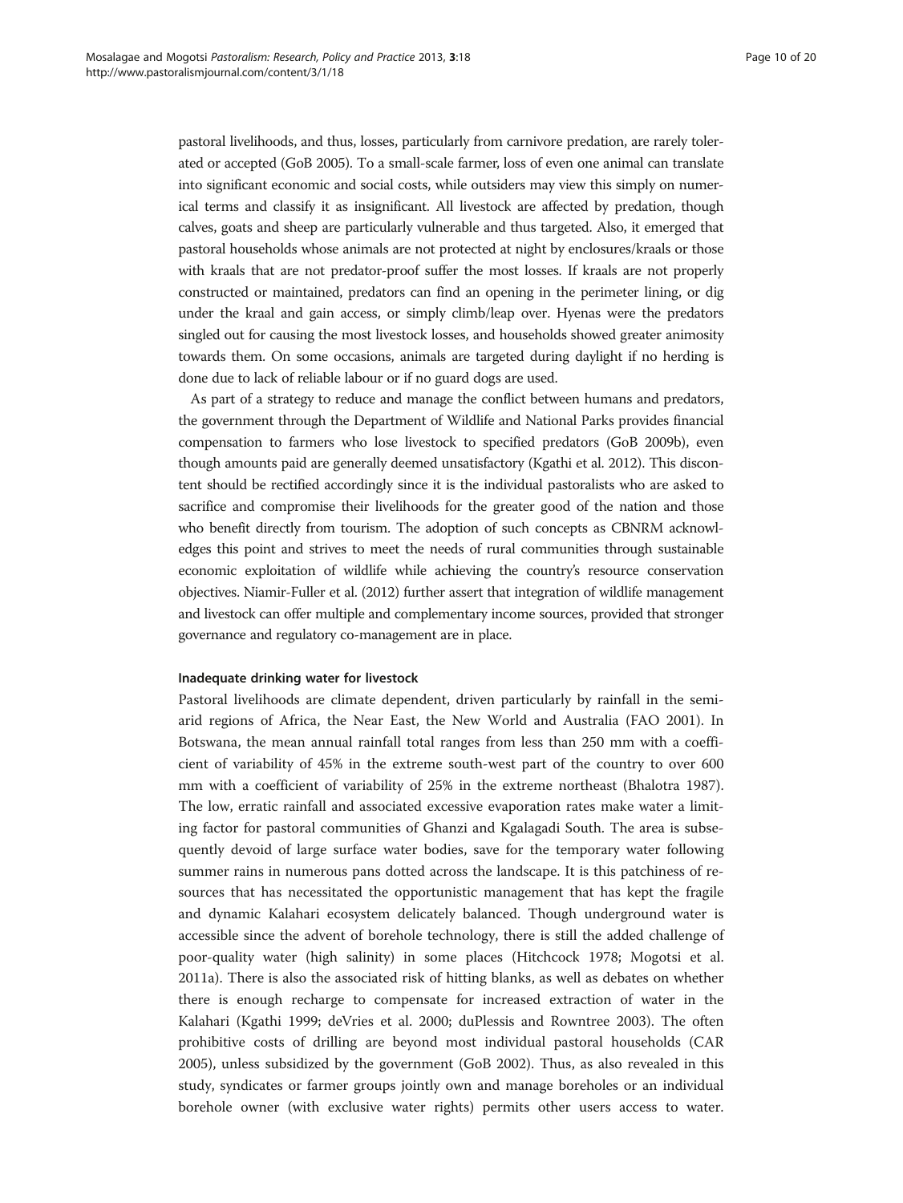pastoral livelihoods, and thus, losses, particularly from carnivore predation, are rarely tolerated or accepted (GoB 2005). To a small-scale farmer, loss of even one animal can translate into significant economic and social costs, while outsiders may view this simply on numerical terms and classify it as insignificant. All livestock are affected by predation, though calves, goats and sheep are particularly vulnerable and thus targeted. Also, it emerged that pastoral households whose animals are not protected at night by enclosures/kraals or those with kraals that are not predator-proof suffer the most losses. If kraals are not properly constructed or maintained, predators can find an opening in the perimeter lining, or dig under the kraal and gain access, or simply climb/leap over. Hyenas were the predators singled out for causing the most livestock losses, and households showed greater animosity towards them. On some occasions, animals are targeted during daylight if no herding is done due to lack of reliable labour or if no guard dogs are used.

As part of a strategy to reduce and manage the conflict between humans and predators, the government through the Department of Wildlife and National Parks provides financial compensation to farmers who lose livestock to specified predators (GoB 2009b), even though amounts paid are generally deemed unsatisfactory (Kgathi et al. 2012). This discontent should be rectified accordingly since it is the individual pastoralists who are asked to sacrifice and compromise their livelihoods for the greater good of the nation and those who benefit directly from tourism. The adoption of such concepts as CBNRM acknowledges this point and strives to meet the needs of rural communities through sustainable economic exploitation of wildlife while achieving the country's resource conservation objectives. Niamir-Fuller et al. (2012) further assert that integration of wildlife management and livestock can offer multiple and complementary income sources, provided that stronger governance and regulatory co-management are in place.

#### Inadequate drinking water for livestock

Pastoral livelihoods are climate dependent, driven particularly by rainfall in the semi-arid regions of Africa, the Near East, the New World and Australia (FAO 2001). In Botswana, the mean annual rainfall total ranges from less than 250 mm with a coefficient of variability of 45% in the extreme south-west part of the country to over 600 mm with a coefficient of variability of 25% in the extreme northeast (Bhalotra 1987). The low, erratic rainfall and associated excessive evaporation rates make water a limiting factor for pastoral communities of Ghanzi and Kgalagadi South. The area is subsequently devoid of large surface water bodies, save for the temporary water following summer rains in numerous pans dotted across the landscape. It is this patchiness of resources that has necessitated the opportunistic management that has kept the fragile and dynamic Kalahari ecosystem delicately balanced. Though underground water is accessible since the advent of borehole technology, there is still the added challenge of poor-quality water (high salinity) in some places (Hitchcock 1978; Mogotsi et al. 2011a). There is also the associated risk of hitting blanks, as well as debates on whether there is enough recharge to compensate for increased extraction of water in the Kalahari (Kgathi 1999; deVries et al. 2000; duPlessis and Rowntree 2003). The often prohibitive costs of drilling are beyond most individual pastoral households (CAR 2005), unless subsidized by the government (GoB 2002). Thus, as also revealed in this study, syndicates or farmer groups jointly own and manage boreholes or an individual borehole owner (with exclusive water rights) permits other users access to water.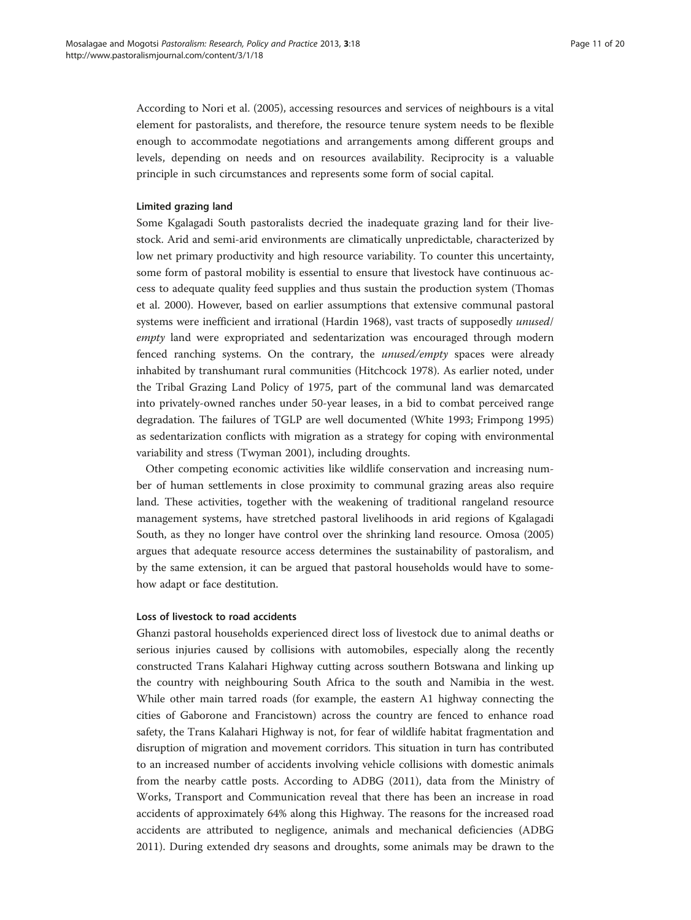According to Nori et al. (2005), accessing resources and services of neighbours is a vital element for pastoralists, and therefore, the resource tenure system needs to be flexible enough to accommodate negotiations and arrangements among different groups and levels, depending on needs and on resources availability. Reciprocity is a valuable principle in such circumstances and represents some form of social capital.

#### Limited grazing land

Some Kgalagadi South pastoralists decried the inadequate grazing land for their livestock. Arid and semi-arid environments are climatically unpredictable, characterized by low net primary productivity and high resource variability. To counter this uncertainty, some form of pastoral mobility is essential to ensure that livestock have continuous access to adequate quality feed supplies and thus sustain the production system (Thomas et al. 2000). However, based on earlier assumptions that extensive communal pastoral systems were inefficient and irrational (Hardin 1968), vast tracts of supposedly *unused/empty* land were expropriated and sedentarization was encouraged through modern fenced ranching systems. On the contrary, the *unused/empty* spaces were already inhabited by transhumant rural communities (Hitchcock 1978). As earlier noted, under the Tribal Grazing Land Policy of 1975, part of the communal land was demarcated into privately-owned ranches under 50-year leases, in a bid to combat perceived range degradation. The failures of TGLP are well documented (White 1993; Frimpong 1995) as sedentarization conflicts with migration as a strategy for coping with environmental variability and stress (Twyman 2001), including droughts.

Other competing economic activities like wildlife conservation and increasing number of human settlements in close proximity to communal grazing areas also require land. These activities, together with the weakening of traditional rangeland resource management systems, have stretched pastoral livelihoods in arid regions of Kgalagadi South, as they no longer have control over the shrinking land resource. Omosa (2005) argues that adequate resource access determines the sustainability of pastoralism, and by the same extension, it can be argued that pastoral households would have to somehow adapt or face destitution.

#### Loss of livestock to road accidents

Ghanzi pastoral households experienced direct loss of livestock due to animal deaths or serious injuries caused by collisions with automobiles, especially along the recently constructed Trans Kalahari Highway cutting across southern Botswana and linking up the country with neighbouring South Africa to the south and Namibia in the west. While other main tarred roads (for example, the eastern A1 highway connecting the cities of Gaborone and Francistown) across the country are fenced to enhance road safety, the Trans Kalahari Highway is not, for fear of wildlife habitat fragmentation and disruption of migration and movement corridors. This situation in turn has contributed to an increased number of accidents involving vehicle collisions with domestic animals from the nearby cattle posts. According to ADBG (2011), data from the Ministry of Works, Transport and Communication reveal that there has been an increase in road accidents of approximately 64% along this Highway. The reasons for the increased road accidents are attributed to negligence, animals and mechanical deficiencies (ADBG 2011). During extended dry seasons and droughts, some animals may be drawn to the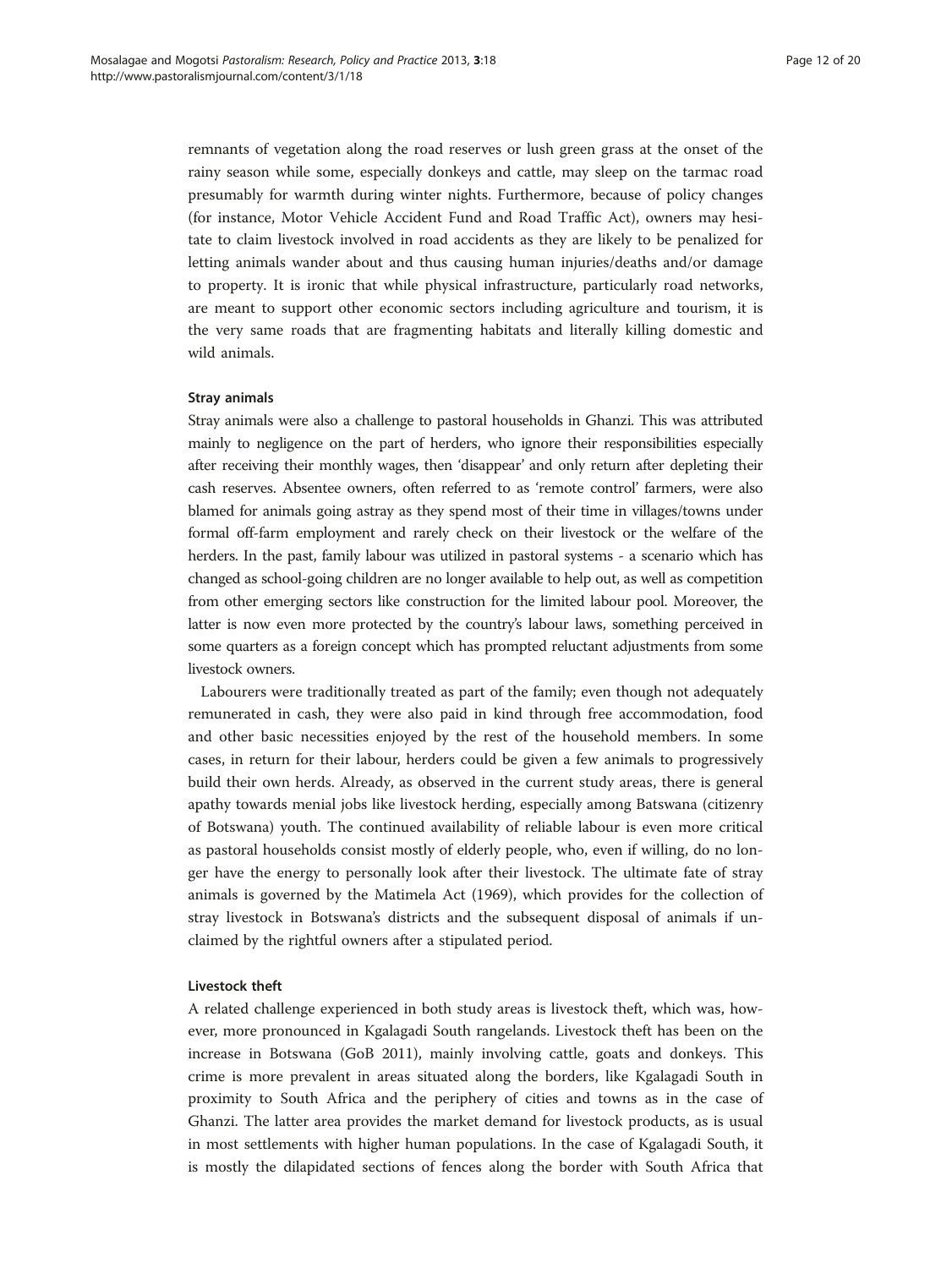remnants of vegetation along the road reserves or lush green grass at the onset of the rainy season while some, especially donkeys and cattle, may sleep on the tarmac road presumably for warmth during winter nights. Furthermore, because of policy changes (for instance, Motor Vehicle Accident Fund and Road Traffic Act), owners may hesitate to claim livestock involved in road accidents as they are likely to be penalized for letting animals wander about and thus causing human injuries/deaths and/or damage to property. It is ironic that while physical infrastructure, particularly road networks, are meant to support other economic sectors including agriculture and tourism, it is the very same roads that are fragmenting habitats and literally killing domestic and wild animals.

#### Stray animals

Stray animals were also a challenge to pastoral households in Ghanzi. This was attributed mainly to negligence on the part of herders, who ignore their responsibilities especially after receiving their monthly wages, then 'disappear' and only return after depleting their cash reserves. Absentee owners, often referred to as 'remote control' farmers, were also blamed for animals going astray as they spend most of their time in villages/towns under formal off-farm employment and rarely check on their livestock or the welfare of the herders. In the past, family labour was utilized in pastoral systems - a scenario which has changed as school-going children are no longer available to help out, as well as competition from other emerging sectors like construction for the limited labour pool. Moreover, the latter is now even more protected by the country's labour laws, something perceived in some quarters as a foreign concept which has prompted reluctant adjustments from some livestock owners.

Labourers were traditionally treated as part of the family; even though not adequately remunerated in cash, they were also paid in kind through free accommodation, food and other basic necessities enjoyed by the rest of the household members. In some cases, in return for their labour, herders could be given a few animals to progressively build their own herds. Already, as observed in the current study areas, there is general apathy towards menial jobs like livestock herding, especially among Batswana (citizenry of Botswana) youth. The continued availability of reliable labour is even more critical as pastoral households consist mostly of elderly people, who, even if willing, do no longer have the energy to personally look after their livestock. The ultimate fate of stray animals is governed by the Matimela Act (1969), which provides for the collection of stray livestock in Botswana's districts and the subsequent disposal of animals if unclaimed by the rightful owners after a stipulated period.

#### Livestock theft

A related challenge experienced in both study areas is livestock theft, which was, however, more pronounced in Kgalagadi South rangelands. Livestock theft has been on the increase in Botswana (GoB 2011), mainly involving cattle, goats and donkeys. This crime is more prevalent in areas situated along the borders, like Kgalagadi South in proximity to South Africa and the periphery of cities and towns as in the case of Ghanzi. The latter area provides the market demand for livestock products, as is usual in most settlements with higher human populations. In the case of Kgalagadi South, it is mostly the dilapidated sections of fences along the border with South Africa that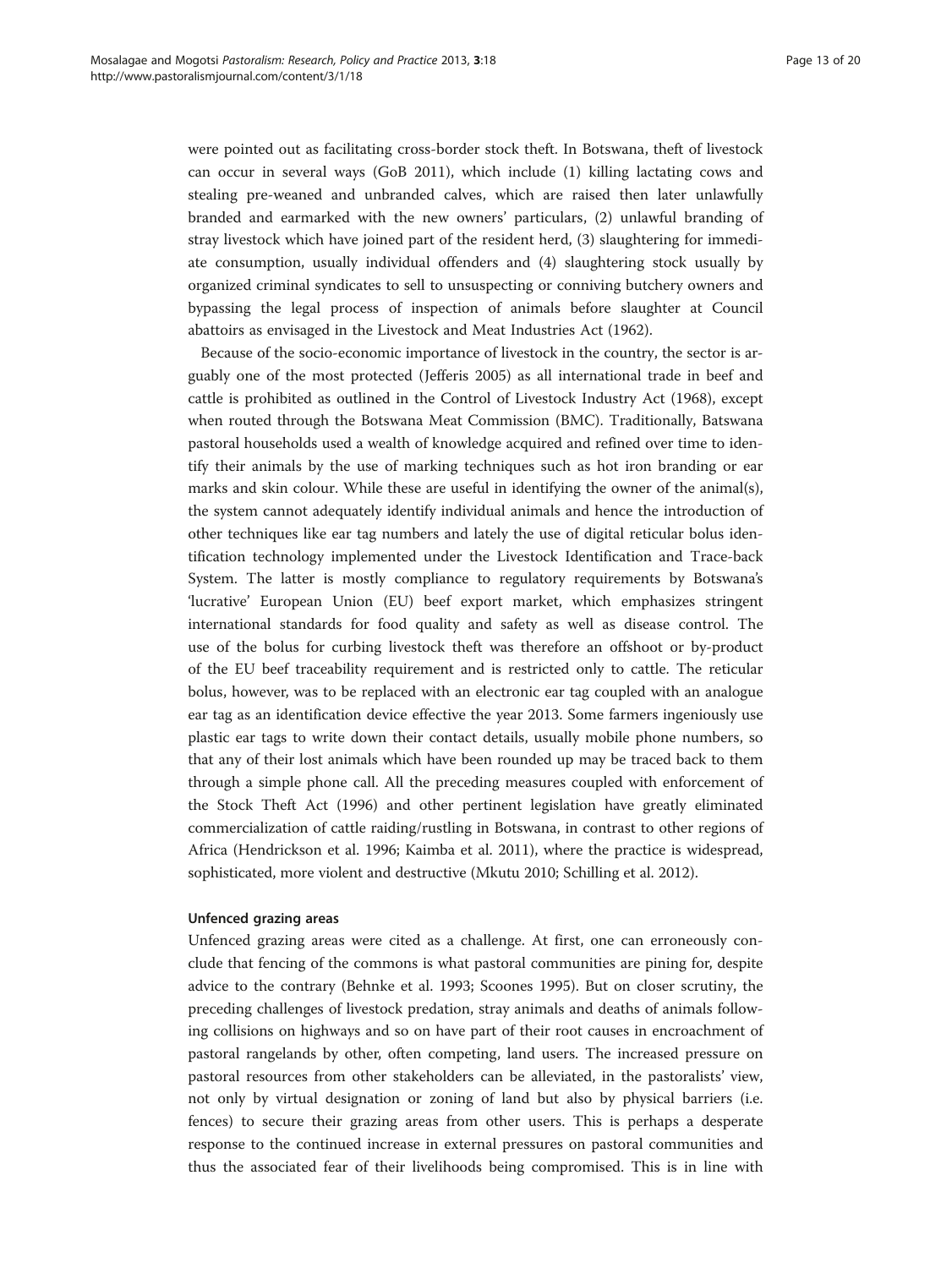were pointed out as facilitating cross-border stock theft. In Botswana, theft of livestock can occur in several ways (GoB 2011), which include (1) killing lactating cows and stealing pre-weaned and unbranded calves, which are raised then later unlawfully branded and earmarked with the new owners' particulars, (2) unlawful branding of stray livestock which have joined part of the resident herd, (3) slaughtering for immediate consumption, usually individual offenders and (4) slaughtering stock usually by organized criminal syndicates to sell to unsuspecting or conniving butchery owners and bypassing the legal process of inspection of animals before slaughter at Council abattoirs as envisaged in the Livestock and Meat Industries Act (1962).

Because of the socio-economic importance of livestock in the country, the sector is arguably one of the most protected (Jefferis 2005) as all international trade in beef and cattle is prohibited as outlined in the Control of Livestock Industry Act (1968), except when routed through the Botswana Meat Commission (BMC). Traditionally, Batswana pastoral households used a wealth of knowledge acquired and refined over time to identify their animals by the use of marking techniques such as hot iron branding or ear marks and skin colour. While these are useful in identifying the owner of the animal(s), the system cannot adequately identify individual animals and hence the introduction of other techniques like ear tag numbers and lately the use of digital reticular bolus identification technology implemented under the Livestock Identification and Trace-back System. The latter is mostly compliance to regulatory requirements by Botswana's 'lucrative' European Union (EU) beef export market, which emphasizes stringent international standards for food quality and safety as well as disease control. The use of the bolus for curbing livestock theft was therefore an offshoot or by-product of the EU beef traceability requirement and is restricted only to cattle. The reticular bolus, however, was to be replaced with an electronic ear tag coupled with an analogue ear tag as an identification device effective the year 2013. Some farmers ingeniously use plastic ear tags to write down their contact details, usually mobile phone numbers, so that any of their lost animals which have been rounded up may be traced back to them through a simple phone call. All the preceding measures coupled with enforcement of the Stock Theft Act (1996) and other pertinent legislation have greatly eliminated commercialization of cattle raiding/rustling in Botswana, in contrast to other regions of Africa (Hendrickson et al. 1996; Kaimba et al. 2011), where the practice is widespread, sophisticated, more violent and destructive (Mkutu 2010; Schilling et al. 2012).

#### Unfenced grazing areas

Unfenced grazing areas were cited as a challenge. At first, one can erroneously conclude that fencing of the commons is what pastoral communities are pining for, despite advice to the contrary (Behnke et al. 1993; Scoones 1995). But on closer scrutiny, the preceding challenges of livestock predation, stray animals and deaths of animals following collisions on highways and so on have part of their root causes in encroachment of pastoral rangelands by other, often competing, land users. The increased pressure on pastoral resources from other stakeholders can be alleviated, in the pastoralists' view, not only by virtual designation or zoning of land but also by physical barriers (i.e. fences) to secure their grazing areas from other users. This is perhaps a desperate response to the continued increase in external pressures on pastoral communities and thus the associated fear of their livelihoods being compromised. This is in line with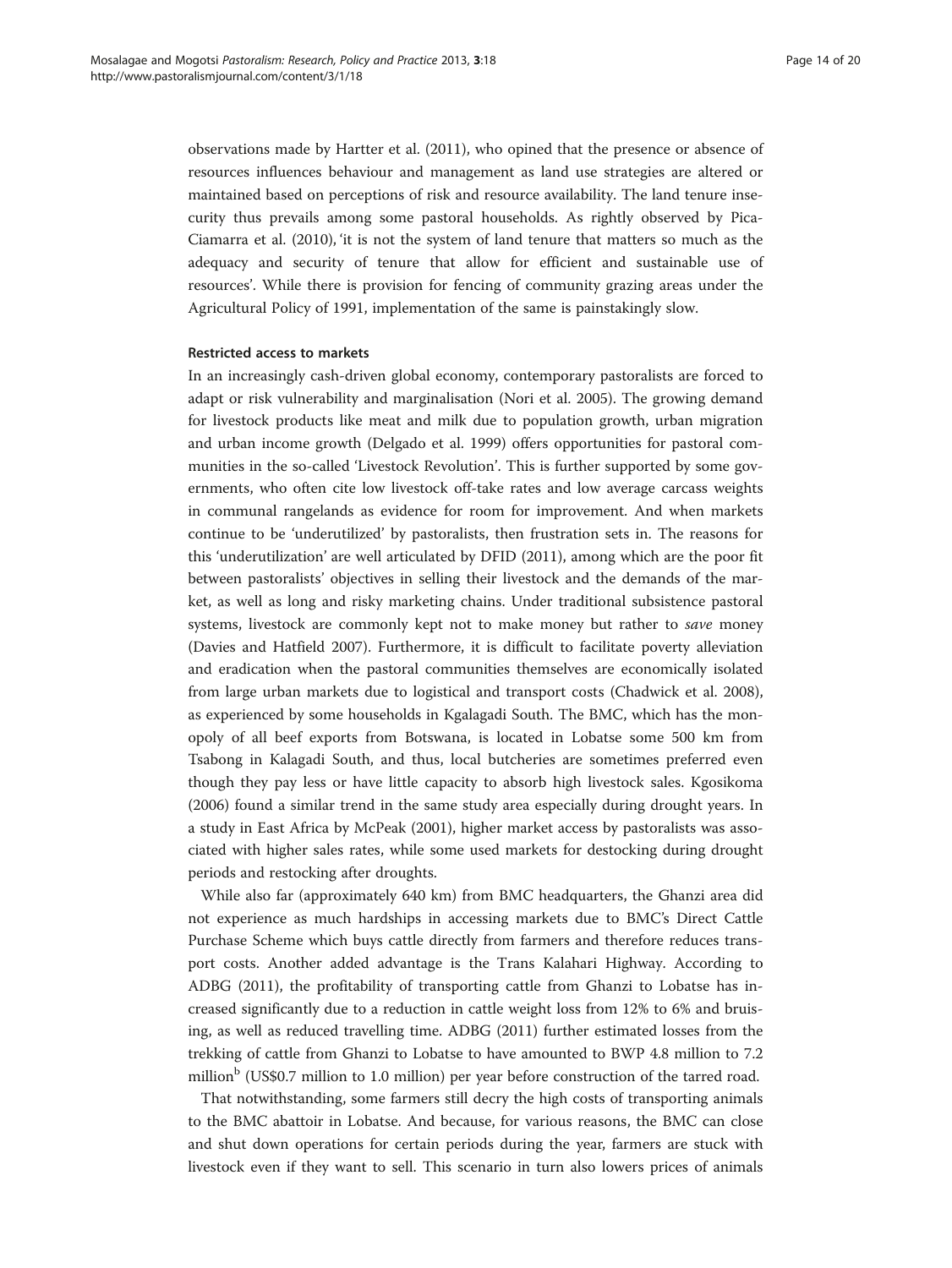observations made by Hartter et al. (2011), who opined that the presence or absence of resources influences behaviour and management as land use strategies are altered or maintained based on perceptions of risk and resource availability. The land tenure insecurity thus prevails among some pastoral households. As rightly observed by Pica-Ciamarra et al. (2010), 'it is not the system of land tenure that matters so much as the adequacy and security of tenure that allow for efficient and sustainable use of resources'. While there is provision for fencing of community grazing areas under the Agricultural Policy of 1991, implementation of the same is painstakingly slow.

#### Restricted access to markets

In an increasingly cash-driven global economy, contemporary pastoralists are forced to adapt or risk vulnerability and marginalisation (Nori et al. 2005). The growing demand for livestock products like meat and milk due to population growth, urban migration and urban income growth (Delgado et al. 1999) offers opportunities for pastoral communities in the so-called 'Livestock Revolution'. This is further supported by some governments, who often cite low livestock off-take rates and low average carcass weights in communal rangelands as evidence for room for improvement. And when markets continue to be 'underutilized' by pastoralists, then frustration sets in. The reasons for this 'underutilization' are well articulated by DFID (2011), among which are the poor fit between pastoralists' objectives in selling their livestock and the demands of the market, as well as long and risky marketing chains. Under traditional subsistence pastoral systems, livestock are commonly kept not to make money but rather to *save* money (Davies and Hatfield 2007). Furthermore, it is difficult to facilitate poverty alleviation and eradication when the pastoral communities themselves are economically isolated from large urban markets due to logistical and transport costs (Chadwick et al. 2008), as experienced by some households in Kgalagadi South. The BMC, which has the monopoly of all beef exports from Botswana, is located in Lobatse some 500 km from Tsabong in Kalagadi South, and thus, local butcheries are sometimes preferred even though they pay less or have little capacity to absorb high livestock sales. Kgosikoma (2006) found a similar trend in the same study area especially during drought years. In a study in East Africa by McPeak (2001), higher market access by pastoralists was associated with higher sales rates, while some used markets for destocking during drought periods and restocking after droughts.

While also far (approximately 640 km) from BMC headquarters, the Ghanzi area did not experience as much hardships in accessing markets due to BMC's Direct Cattle Purchase Scheme which buys cattle directly from farmers and therefore reduces transport costs. Another added advantage is the Trans Kalahari Highway. According to ADBG (2011), the profitability of transporting cattle from Ghanzi to Lobatse has increased significantly due to a reduction in cattle weight loss from 12% to 6% and bruising, as well as reduced travelling time. ADBG (2011) further estimated losses from the trekking of cattle from Ghanzi to Lobatse to have amounted to BWP 4.8 million to 7.2 million[b] (US$0.7 million to 1.0 million) per year before construction of the tarred road.

That notwithstanding, some farmers still decry the high costs of transporting animals to the BMC abattoir in Lobatse. And because, for various reasons, the BMC can close and shut down operations for certain periods during the year, farmers are stuck with livestock even if they want to sell. This scenario in turn also lowers prices of animals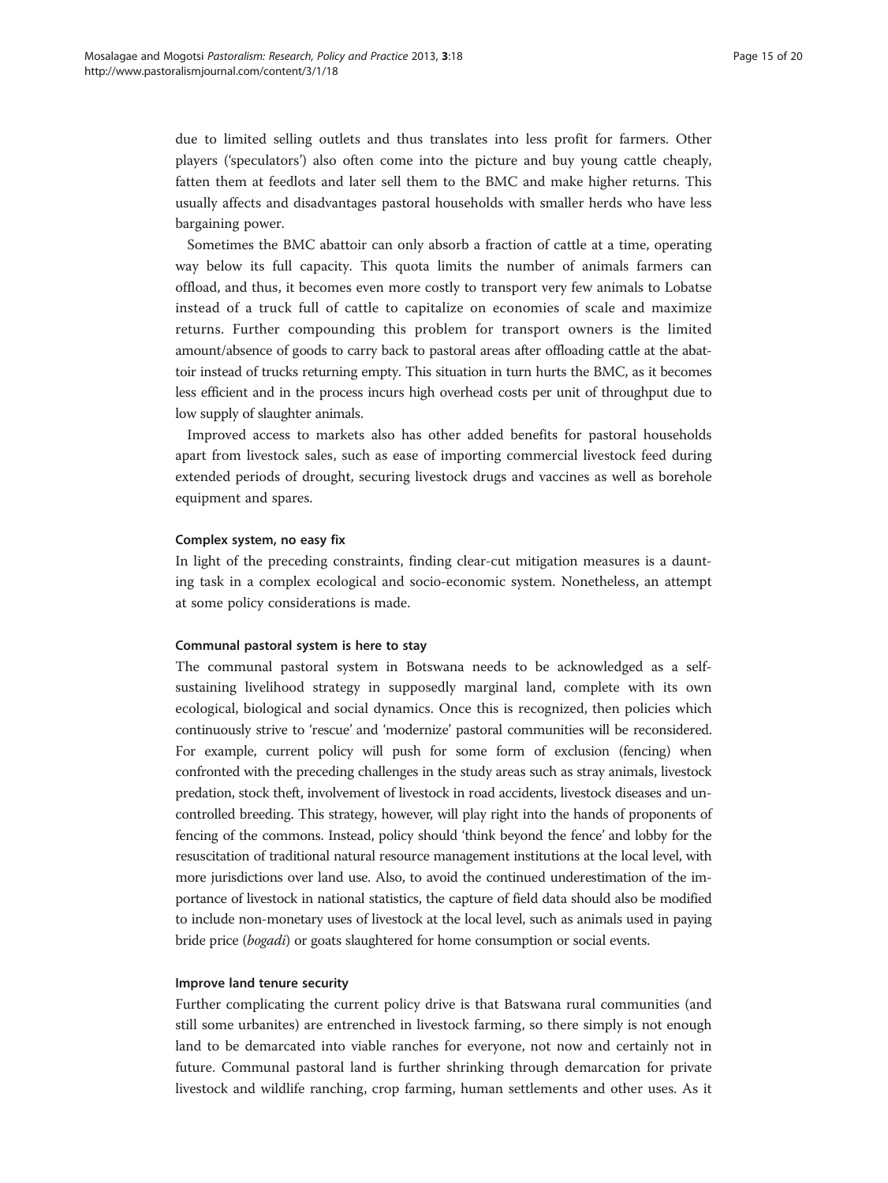due to limited selling outlets and thus translates into less profit for farmers. Other players ('speculators') also often come into the picture and buy young cattle cheaply, fatten them at feedlots and later sell them to the BMC and make higher returns. This usually affects and disadvantages pastoral households with smaller herds who have less bargaining power.

Sometimes the BMC abattoir can only absorb a fraction of cattle at a time, operating way below its full capacity. This quota limits the number of animals farmers can offload, and thus, it becomes even more costly to transport very few animals to Lobatse instead of a truck full of cattle to capitalize on economies of scale and maximize returns. Further compounding this problem for transport owners is the limited amount/absence of goods to carry back to pastoral areas after offloading cattle at the abattoir instead of trucks returning empty. This situation in turn hurts the BMC, as it becomes less efficient and in the process incurs high overhead costs per unit of throughput due to low supply of slaughter animals.

Improved access to markets also has other added benefits for pastoral households apart from livestock sales, such as ease of importing commercial livestock feed during extended periods of drought, securing livestock drugs and vaccines as well as borehole equipment and spares.

#### Complex system, no easy fix

In light of the preceding constraints, finding clear-cut mitigation measures is a daunting task in a complex ecological and socio-economic system. Nonetheless, an attempt at some policy considerations is made.

#### Communal pastoral system is here to stay

The communal pastoral system in Botswana needs to be acknowledged as a self-sustaining livelihood strategy in supposedly marginal land, complete with its own ecological, biological and social dynamics. Once this is recognized, then policies which continuously strive to 'rescue' and 'modernize' pastoral communities will be reconsidered. For example, current policy will push for some form of exclusion (fencing) when confronted with the preceding challenges in the study areas such as stray animals, livestock predation, stock theft, involvement of livestock in road accidents, livestock diseases and uncontrolled breeding. This strategy, however, will play right into the hands of proponents of fencing of the commons. Instead, policy should 'think beyond the fence' and lobby for the resuscitation of traditional natural resource management institutions at the local level, with more jurisdictions over land use. Also, to avoid the continued underestimation of the importance of livestock in national statistics, the capture of field data should also be modified to include non-monetary uses of livestock at the local level, such as animals used in paying bride price (*bogadi*) or goats slaughtered for home consumption or social events.

#### Improve land tenure security

Further complicating the current policy drive is that Batswana rural communities (and still some urbanites) are entrenched in livestock farming, so there simply is not enough land to be demarcated into viable ranches for everyone, not now and certainly not in future. Communal pastoral land is further shrinking through demarcation for private livestock and wildlife ranching, crop farming, human settlements and other uses. As it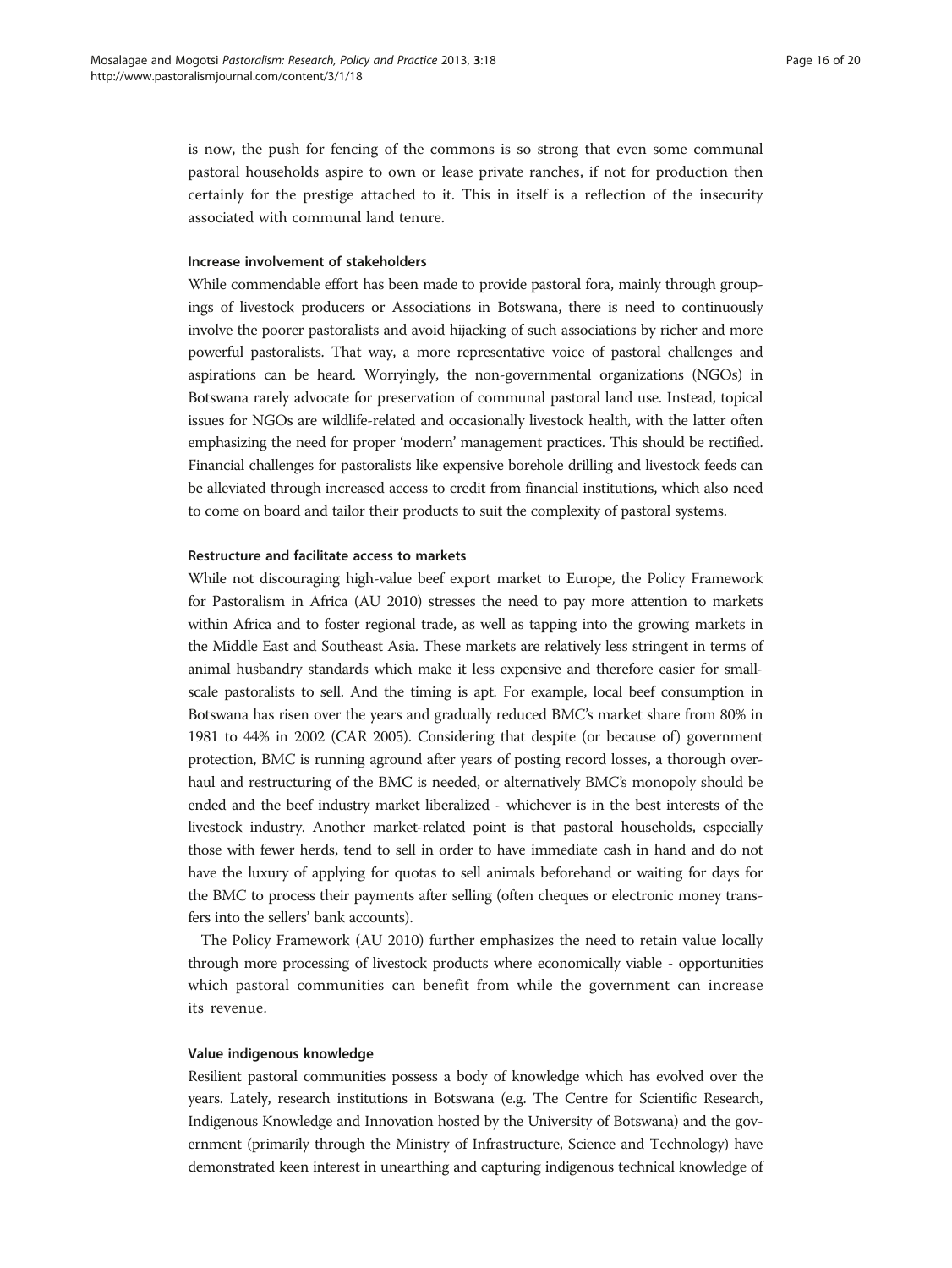is now, the push for fencing of the commons is so strong that even some communal pastoral households aspire to own or lease private ranches, if not for production then certainly for the prestige attached to it. This in itself is a reflection of the insecurity associated with communal land tenure.

#### Increase involvement of stakeholders

While commendable effort has been made to provide pastoral fora, mainly through groupings of livestock producers or Associations in Botswana, there is need to continuously involve the poorer pastoralists and avoid hijacking of such associations by richer and more powerful pastoralists. That way, a more representative voice of pastoral challenges and aspirations can be heard. Worryingly, the non-governmental organizations (NGOs) in Botswana rarely advocate for preservation of communal pastoral land use. Instead, topical issues for NGOs are wildlife-related and occasionally livestock health, with the latter often emphasizing the need for proper 'modern' management practices. This should be rectified. Financial challenges for pastoralists like expensive borehole drilling and livestock feeds can be alleviated through increased access to credit from financial institutions, which also need to come on board and tailor their products to suit the complexity of pastoral systems.

#### Restructure and facilitate access to markets

While not discouraging high-value beef export market to Europe, the Policy Framework for Pastoralism in Africa (AU 2010) stresses the need to pay more attention to markets within Africa and to foster regional trade, as well as tapping into the growing markets in the Middle East and Southeast Asia. These markets are relatively less stringent in terms of animal husbandry standards which make it less expensive and therefore easier for small-scale pastoralists to sell. And the timing is apt. For example, local beef consumption in Botswana has risen over the years and gradually reduced BMC's market share from 80% in 1981 to 44% in 2002 (CAR 2005). Considering that despite (or because of) government protection, BMC is running aground after years of posting record losses, a thorough overhaul and restructuring of the BMC is needed, or alternatively BMC's monopoly should be ended and the beef industry market liberalized - whichever is in the best interests of the livestock industry. Another market-related point is that pastoral households, especially those with fewer herds, tend to sell in order to have immediate cash in hand and do not have the luxury of applying for quotas to sell animals beforehand or waiting for days for the BMC to process their payments after selling (often cheques or electronic money transfers into the sellers' bank accounts).

The Policy Framework (AU 2010) further emphasizes the need to retain value locally through more processing of livestock products where economically viable - opportunities which pastoral communities can benefit from while the government can increase its revenue.

#### Value indigenous knowledge

Resilient pastoral communities possess a body of knowledge which has evolved over the years. Lately, research institutions in Botswana (e.g. The Centre for Scientific Research, Indigenous Knowledge and Innovation hosted by the University of Botswana) and the government (primarily through the Ministry of Infrastructure, Science and Technology) have demonstrated keen interest in unearthing and capturing indigenous technical knowledge of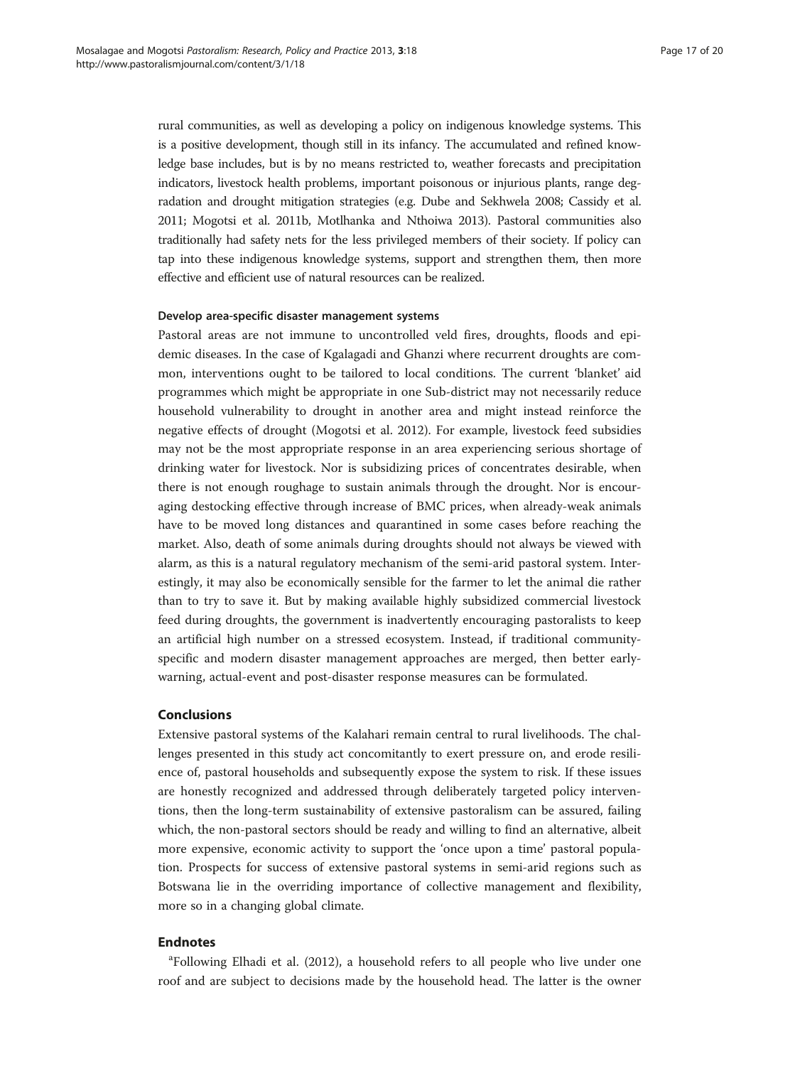rural communities, as well as developing a policy on indigenous knowledge systems. This is a positive development, though still in its infancy. The accumulated and refined knowledge base includes, but is by no means restricted to, weather forecasts and precipitation indicators, livestock health problems, important poisonous or injurious plants, range degradation and drought mitigation strategies (e.g. Dube and Sekhwela 2008; Cassidy et al. 2011; Mogotsi et al. 2011b, Motlhanka and Nthoiwa 2013). Pastoral communities also traditionally had safety nets for the less privileged members of their society. If policy can tap into these indigenous knowledge systems, support and strengthen them, then more effective and efficient use of natural resources can be realized.

#### Develop area-specific disaster management systems

Pastoral areas are not immune to uncontrolled veld fires, droughts, floods and epidemic diseases. In the case of Kgalagadi and Ghanzi where recurrent droughts are common, interventions ought to be tailored to local conditions. The current 'blanket' aid programmes which might be appropriate in one Sub-district may not necessarily reduce household vulnerability to drought in another area and might instead reinforce the negative effects of drought (Mogotsi et al. 2012). For example, livestock feed subsidies may not be the most appropriate response in an area experiencing serious shortage of drinking water for livestock. Nor is subsidizing prices of concentrates desirable, when there is not enough roughage to sustain animals through the drought. Nor is encouraging destocking effective through increase of BMC prices, when already-weak animals have to be moved long distances and quarantined in some cases before reaching the market. Also, death of some animals during droughts should not always be viewed with alarm, as this is a natural regulatory mechanism of the semi-arid pastoral system. Interestingly, it may also be economically sensible for the farmer to let the animal die rather than to try to save it. But by making available highly subsidized commercial livestock feed during droughts, the government is inadvertently encouraging pastoralists to keep an artificial high number on a stressed ecosystem. Instead, if traditional community-specific and modern disaster management approaches are merged, then better early-warning, actual-event and post-disaster response measures can be formulated.

## Conclusions

Extensive pastoral systems of the Kalahari remain central to rural livelihoods. The challenges presented in this study act concomitantly to exert pressure on, and erode resilience of, pastoral households and subsequently expose the system to risk. If these issues are honestly recognized and addressed through deliberately targeted policy interventions, then the long-term sustainability of extensive pastoralism can be assured, failing which, the non-pastoral sectors should be ready and willing to find an alternative, albeit more expensive, economic activity to support the 'once upon a time' pastoral population. Prospects for success of extensive pastoral systems in semi-arid regions such as Botswana lie in the overriding importance of collective management and flexibility, more so in a changing global climate.

## Endnotes

[a]Following Elhadi et al. (2012), a household refers to all people who live under one roof and are subject to decisions made by the household head. The latter is the owner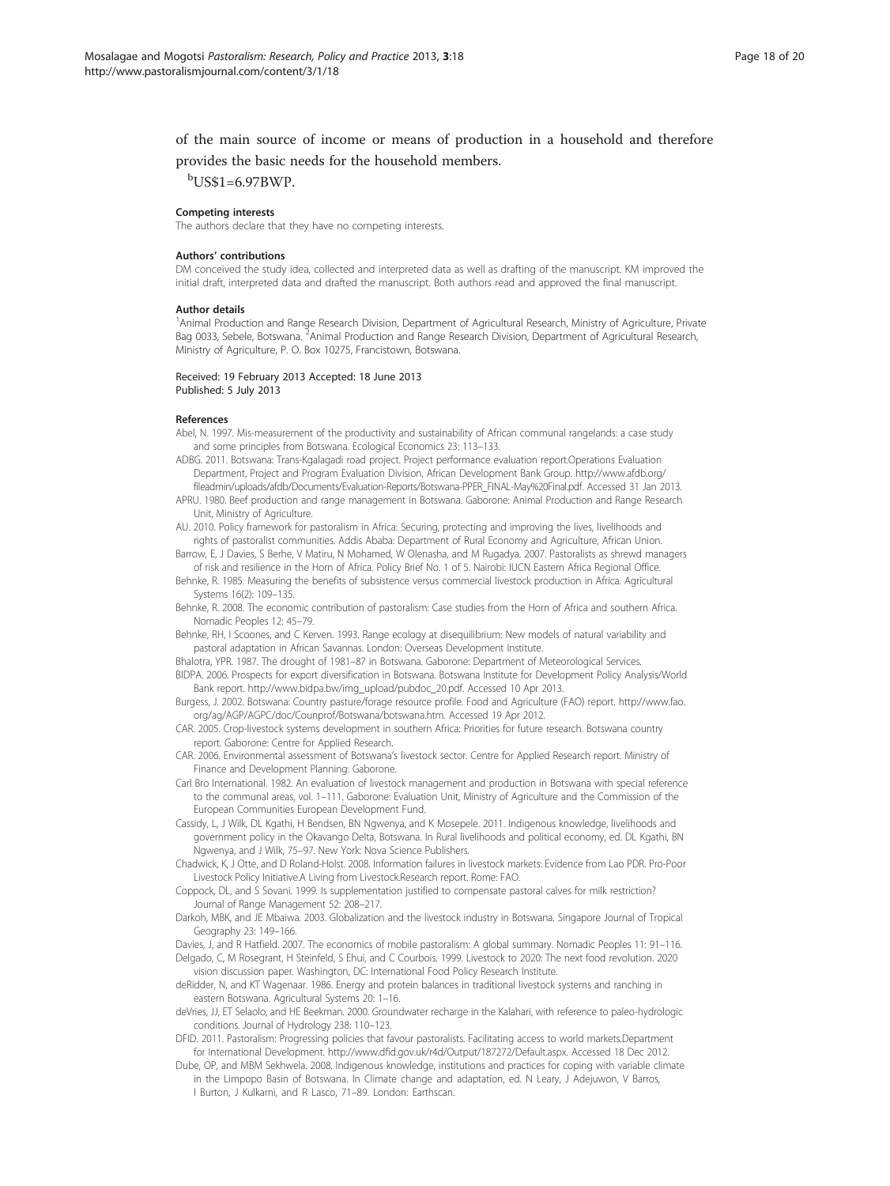of the main source of income or means of production in a household and therefore provides the basic needs for the household members.

[b]US$1=6.97BWP.

#### Competing interests

The authors declare that they have no competing interests.

#### Authors' contributions

DM conceived the study idea, collected and interpreted data as well as drafting of the manuscript. KM improved the initial draft, interpreted data and drafted the manuscript. Both authors read and approved the final manuscript.

#### Author details

[1]Animal Production and Range Research Division, Department of Agricultural Research, Ministry of Agriculture, Private Bag 0033, Sebele, Botswana. [2]Animal Production and Range Research Division, Department of Agricultural Research, Ministry of Agriculture, P. O. Box 10275, Francistown, Botswana.

Received: 19 February 2013 Accepted: 18 June 2013
Published: 5 July 2013

#### References

Abel, N. 1997. Mis-measurement of the productivity and sustainability of African communal rangelands: a case study and some principles from Botswana. Ecological Economics 23: 113–133.

ADBG. 2011. Botswana: Trans-Kgalagadi road project. Project performance evaluation report.Operations Evaluation Department, Project and Program Evaluation Division, African Development Bank Group. http://www.afdb.org/fileadmin/uploads/afdb/Documents/Evaluation-Reports/Botswana-PPER_FINAL-May%20Final.pdf. Accessed 31 Jan 2013.

APRU. 1980. Beef production and range management in Botswana. Gaborone: Animal Production and Range Research Unit, Ministry of Agriculture.

AU. 2010. Policy framework for pastoralism in Africa: Securing, protecting and improving the lives, livelihoods and rights of pastoralist communities. Addis Ababa: Department of Rural Economy and Agriculture, African Union.

Barrow, E, J Davies, S Berhe, V Matiru, N Mohamed, W Olenasha, and M Rugadya. 2007. Pastoralists as shrewd managers of risk and resilience in the Horn of Africa. Policy Brief No. 1 of 5. Nairobi: IUCN Eastern Africa Regional Office.

Behnke, R. 1985. Measuring the benefits of subsistence versus commercial livestock production in Africa. Agricultural Systems 16(2): 109–135.

Behnke, R. 2008. The economic contribution of pastoralism: Case studies from the Horn of Africa and southern Africa. Nomadic Peoples 12: 45–79.

Behnke, RH, I Scoones, and C Kerven. 1993. Range ecology at disequilibrium: New models of natural variability and pastoral adaptation in African Savannas. London: Overseas Development Institute.

Bhalotra, YPR. 1987. The drought of 1981–87 in Botswana. Gaborone: Department of Meteorological Services.

BIDPA. 2006. Prospects for export diversification in Botswana. Botswana Institute for Development Policy Analysis/World Bank report. http://www.bidpa.bw/img_upload/pubdoc_20.pdf. Accessed 10 Apr 2013.

Burgess, J. 2002. Botswana: Country pasture/forage resource profile. Food and Agriculture (FAO) report. http://www.fao.org/ag/AGP/AGPC/doc/Counprof/Botswana/botswana.htm. Accessed 19 Apr 2012.

CAR. 2005. Crop-livestock systems development in southern Africa: Priorities for future research. Botswana country report. Gaborone: Centre for Applied Research.

CAR. 2006. Environmental assessment of Botswana's livestock sector. Centre for Applied Research report. Ministry of Finance and Development Planning: Gaborone.

Carl Bro International. 1982. An evaluation of livestock management and production in Botswana with special reference to the communal areas, vol. 1–111. Gaborone: Evaluation Unit, Ministry of Agriculture and the Commission of the European Communities European Development Fund.

Cassidy, L, J Wilk, DL Kgathi, H Bendsen, BN Ngwenya, and K Mosepele. 2011. Indigenous knowledge, livelihoods and government policy in the Okavango Delta, Botswana. In Rural livelihoods and political economy, ed. DL Kgathi, BN Ngwenya, and J Wilk, 75–97. New York: Nova Science Publishers.

Chadwick, K, J Otte, and D Roland-Holst. 2008. Information failures in livestock markets: Evidence from Lao PDR. Pro-Poor Livestock Policy Initiative.A Living from Livestock.Research report. Rome: FAO.

Coppock, DL, and S Sovani. 1999. Is supplementation justified to compensate pastoral calves for milk restriction? Journal of Range Management 52: 208–217.

Darkoh, MBK, and JE Mbaiwa. 2003. Globalization and the livestock industry in Botswana. Singapore Journal of Tropical Geography 23: 149–166.

Davies, J, and R Hatfield. 2007. The economics of mobile pastoralism: A global summary. Nomadic Peoples 11: 91–116.

Delgado, C, M Rosegrant, H Steinfeld, S Ehui, and C Courbois. 1999. Livestock to 2020: The next food revolution. 2020 vision discussion paper. Washington, DC: International Food Policy Research Institute.

deRidder, N, and KT Wagenaar. 1986. Energy and protein balances in traditional livestock systems and ranching in eastern Botswana. Agricultural Systems 20: 1–16.

deVries, JJ, ET Selaolo, and HE Beekman. 2000. Groundwater recharge in the Kalahari, with reference to paleo-hydrologic conditions. Journal of Hydrology 238: 110–123.

DFID. 2011. Pastoralism: Progressing policies that favour pastoralists. Facilitating access to world markets.Department for International Development. http://www.dfid.gov.uk/r4d/Output/187272/Default.aspx. Accessed 18 Dec 2012.

Dube, OP, and MBM Sekhwela. 2008. Indigenous knowledge, institutions and practices for coping with variable climate in the Limpopo Basin of Botswana. In Climate change and adaptation, ed. N Leary, J Adejuwon, V Barros, I Burton, J Kulkarni, and R Lasco, 71–89. London: Earthscan.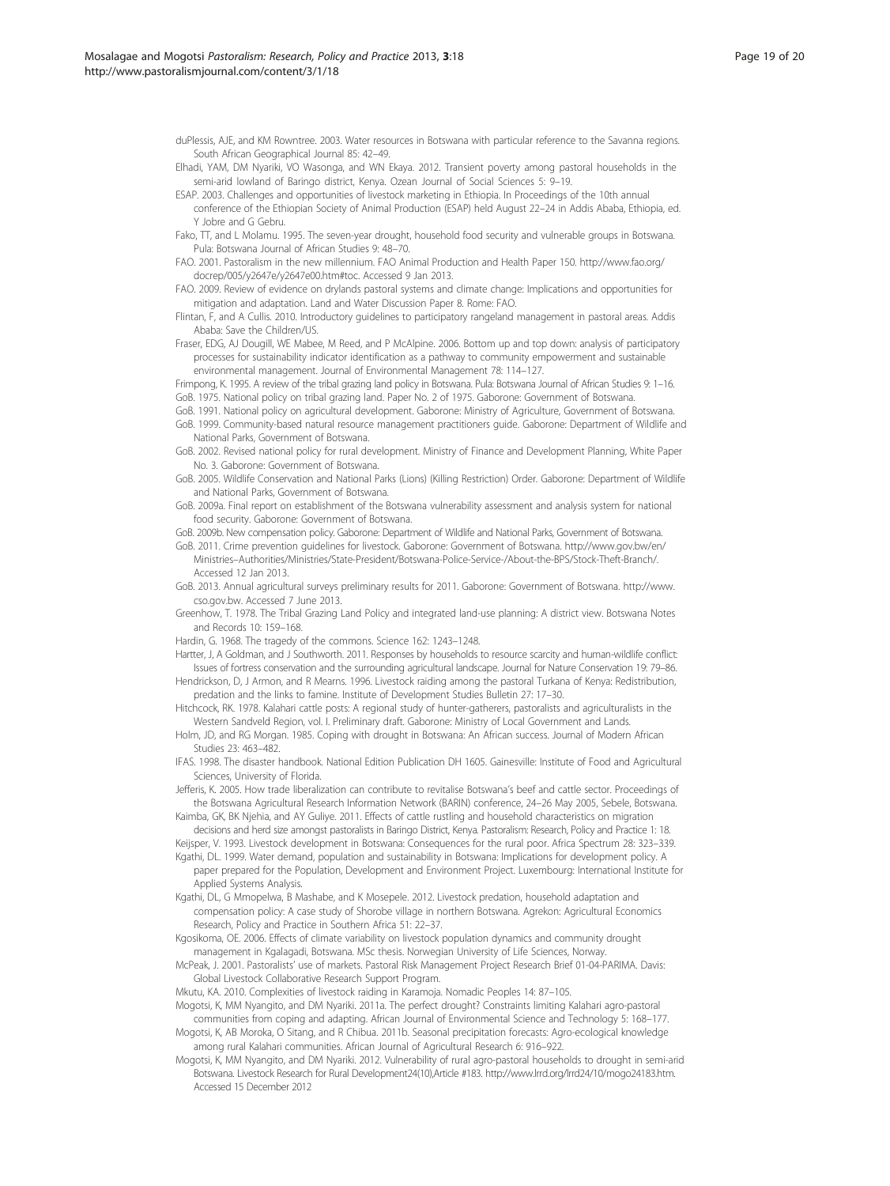duPlessis, AJE, and KM Rowntree. 2003. Water resources in Botswana with particular reference to the Savanna regions. South African Geographical Journal 85: 42–49.

Elhadi, YAM, DM Nyariki, VO Wasonga, and WN Ekaya. 2012. Transient poverty among pastoral households in the semi-arid lowland of Baringo district, Kenya. Ozean Journal of Social Sciences 5: 9–19.

ESAP. 2003. Challenges and opportunities of livestock marketing in Ethiopia. In Proceedings of the 10th annual conference of the Ethiopian Society of Animal Production (ESAP) held August 22–24 in Addis Ababa, Ethiopia, ed. Y Jobre and G Gebru.

Fako, TT, and L Molamu. 1995. The seven-year drought, household food security and vulnerable groups in Botswana. Pula: Botswana Journal of African Studies 9: 48–70.

FAO. 2001. Pastoralism in the new millennium. FAO Animal Production and Health Paper 150. http://www.fao.org/docrep/005/y2647e/y2647e00.htm#toc. Accessed 9 Jan 2013.

FAO. 2009. Review of evidence on drylands pastoral systems and climate change: Implications and opportunities for mitigation and adaptation. Land and Water Discussion Paper 8. Rome: FAO.

Flintan, F, and A Cullis. 2010. Introductory guidelines to participatory rangeland management in pastoral areas. Addis Ababa: Save the Children/US.

Fraser, EDG, AJ Dougill, WE Mabee, M Reed, and P McAlpine. 2006. Bottom up and top down: analysis of participatory processes for sustainability indicator identification as a pathway to community empowerment and sustainable environmental management. Journal of Environmental Management 78: 114–127.

Frimpong, K. 1995. A review of the tribal grazing land policy in Botswana. Pula: Botswana Journal of African Studies 9: 1–16.

GoB. 1975. National policy on tribal grazing land. Paper No. 2 of 1975. Gaborone: Government of Botswana.

GoB. 1991. National policy on agricultural development. Gaborone: Ministry of Agriculture, Government of Botswana.

GoB. 1999. Community-based natural resource management practitioners guide. Gaborone: Department of Wildlife and National Parks, Government of Botswana.

GoB. 2002. Revised national policy for rural development. Ministry of Finance and Development Planning, White Paper No. 3. Gaborone: Government of Botswana.

GoB. 2005. Wildlife Conservation and National Parks (Lions) (Killing Restriction) Order. Gaborone: Department of Wildlife and National Parks, Government of Botswana.

GoB. 2009a. Final report on establishment of the Botswana vulnerability assessment and analysis system for national food security. Gaborone: Government of Botswana.

GoB. 2009b. New compensation policy. Gaborone: Department of Wildlife and National Parks, Government of Botswana.

GoB. 2011. Crime prevention guidelines for livestock. Gaborone: Government of Botswana. http://www.gov.bw/en/Ministries–Authorities/Ministries/State-President/Botswana-Police-Service-/About-the-BPS/Stock-Theft-Branch/. Accessed 12 Jan 2013.

GoB. 2013. Annual agricultural surveys preliminary results for 2011. Gaborone: Government of Botswana. http://www.cso.gov.bw. Accessed 7 June 2013.

Greenhow, T. 1978. The Tribal Grazing Land Policy and integrated land-use planning: A district view. Botswana Notes and Records 10: 159–168.

Hardin, G. 1968. The tragedy of the commons. Science 162: 1243–1248.

Hartter, J, A Goldman, and J Southworth. 2011. Responses by households to resource scarcity and human-wildlife conflict: Issues of fortress conservation and the surrounding agricultural landscape. Journal for Nature Conservation 19: 79–86.

Hendrickson, D, J Armon, and R Mearns. 1996. Livestock raiding among the pastoral Turkana of Kenya: Redistribution, predation and the links to famine. Institute of Development Studies Bulletin 27: 17–30.

Hitchcock, RK. 1978. Kalahari cattle posts: A regional study of hunter-gatherers, pastoralists and agriculturalists in the Western Sandveld Region, vol. I. Preliminary draft. Gaborone: Ministry of Local Government and Lands.

Holm, JD, and RG Morgan. 1985. Coping with drought in Botswana: An African success. Journal of Modern African Studies 23: 463–482.

IFAS. 1998. The disaster handbook. National Edition Publication DH 1605. Gainesville: Institute of Food and Agricultural Sciences, University of Florida.

Jefferis, K. 2005. How trade liberalization can contribute to revitalise Botswana's beef and cattle sector. Proceedings of the Botswana Agricultural Research Information Network (BARIN) conference, 24–26 May 2005, Sebele, Botswana.

Kaimba, GK, BK Njehia, and AY Guliye. 2011. Effects of cattle rustling and household characteristics on migration decisions and herd size amongst pastoralists in Baringo District, Kenya. Pastoralism: Research, Policy and Practice 1: 18.

Keijsper, V. 1993. Livestock development in Botswana: Consequences for the rural poor. Africa Spectrum 28: 323–339.

Kgathi, DL. 1999. Water demand, population and sustainability in Botswana: Implications for development policy. A paper prepared for the Population, Development and Environment Project. Luxembourg: International Institute for Applied Systems Analysis.

Kgathi, DL, G Mmopelwa, B Mashabe, and K Mosepele. 2012. Livestock predation, household adaptation and compensation policy: A case study of Shorobe village in northern Botswana. Agrekon: Agricultural Economics Research, Policy and Practice in Southern Africa 51: 22–37.

Kgosikoma, OE. 2006. Effects of climate variability on livestock population dynamics and community drought management in Kgalagadi, Botswana. MSc thesis. Norwegian University of Life Sciences, Norway.

McPeak, J. 2001. Pastoralists' use of markets. Pastoral Risk Management Project Research Brief 01-04-PARIMA. Davis: Global Livestock Collaborative Research Support Program.

Mkutu, KA. 2010. Complexities of livestock raiding in Karamoja. Nomadic Peoples 14: 87–105.

Mogotsi, K, MM Nyangito, and DM Nyariki. 2011a. The perfect drought? Constraints limiting Kalahari agro-pastoral communities from coping and adapting. African Journal of Environmental Science and Technology 5: 168–177.

Mogotsi, K, AB Moroka, O Sitang, and R Chibua. 2011b. Seasonal precipitation forecasts: Agro-ecological knowledge among rural Kalahari communities. African Journal of Agricultural Research 6: 916–922.

Mogotsi, K, MM Nyangito, and DM Nyariki. 2012. Vulnerability of rural agro-pastoral households to drought in semi-arid Botswana. Livestock Research for Rural Development24(10),Article #183. http://www.lrrd.org/lrrd24/10/mogo24183.htm. Accessed 15 December 2012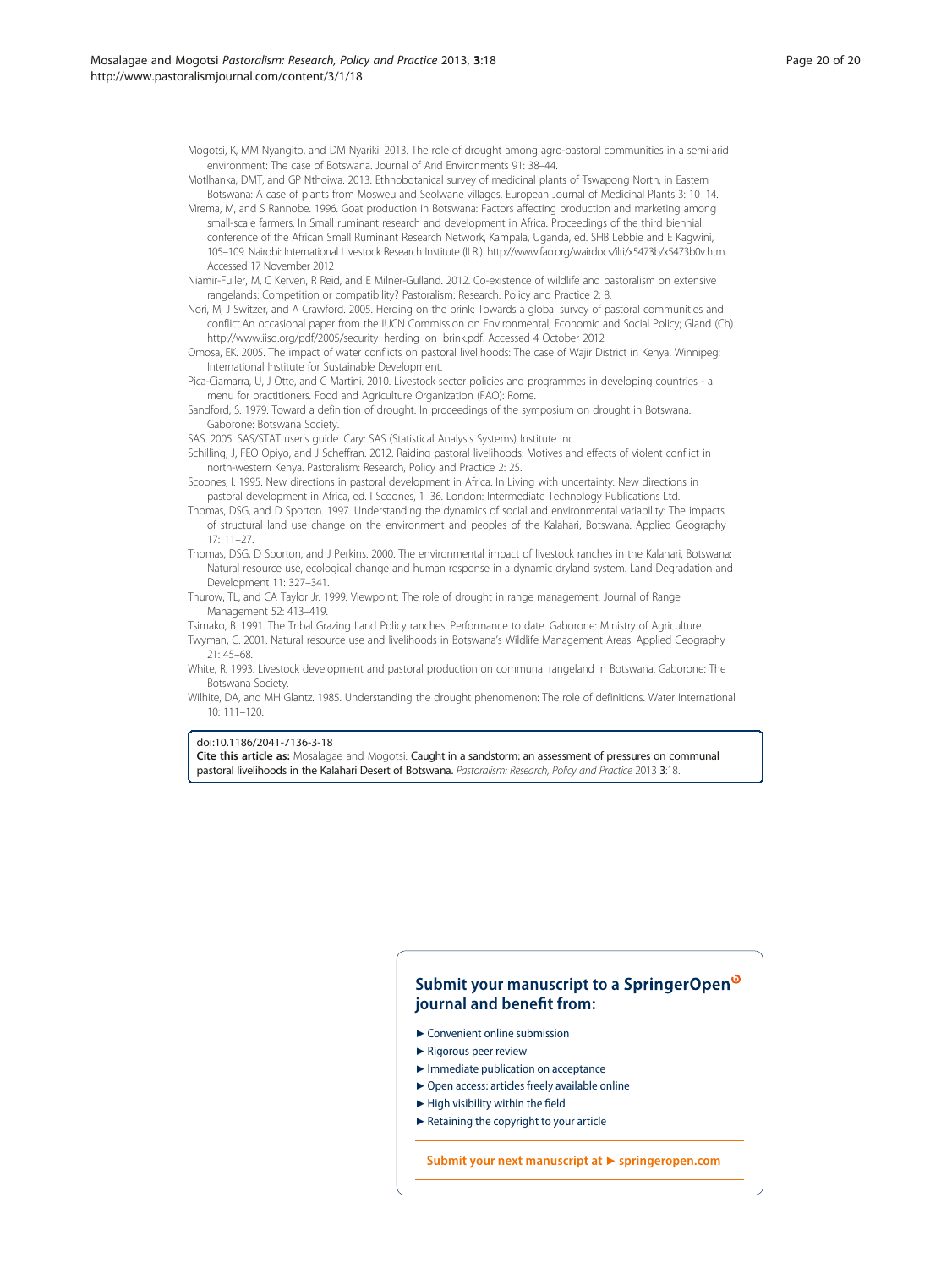Mogotsi, K, MM Nyangito, and DM Nyariki. 2013. The role of drought among agro-pastoral communities in a semi-arid environment: The case of Botswana. Journal of Arid Environments 91: 38–44.

Motlhanka, DMT, and GP Nthoiwa. 2013. Ethnobotanical survey of medicinal plants of Tswapong North, in Eastern Botswana: A case of plants from Mosweu and Seolwane villages. European Journal of Medicinal Plants 3: 10–14.

Mrema, M, and S Rannobe. 1996. Goat production in Botswana: Factors affecting production and marketing among small-scale farmers. In Small ruminant research and development in Africa. Proceedings of the third biennial conference of the African Small Ruminant Research Network, Kampala, Uganda, ed. SHB Lebbie and E Kagwini, 105–109. Nairobi: International Livestock Research Institute (ILRI). http://www.fao.org/wairdocs/ilri/x5473b/x5473b0v.htm. Accessed 17 November 2012

Niamir-Fuller, M, C Kerven, R Reid, and E Milner-Gulland. 2012. Co-existence of wildlife and pastoralism on extensive rangelands: Competition or compatibility? Pastoralism: Research. Policy and Practice 2: 8.

Nori, M, J Switzer, and A Crawford. 2005. Herding on the brink: Towards a global survey of pastoral communities and conflict.An occasional paper from the IUCN Commission on Environmental, Economic and Social Policy; Gland (Ch). http://www.iisd.org/pdf/2005/security_herding_on_brink.pdf. Accessed 4 October 2012

Omosa, EK. 2005. The impact of water conflicts on pastoral livelihoods: The case of Wajir District in Kenya. Winnipeg: International Institute for Sustainable Development.

Pica-Ciamarra, U, J Otte, and C Martini. 2010. Livestock sector policies and programmes in developing countries - a menu for practitioners. Food and Agriculture Organization (FAO): Rome.

Sandford, S. 1979. Toward a definition of drought. In proceedings of the symposium on drought in Botswana. Gaborone: Botswana Society.

SAS. 2005. SAS/STAT user's guide. Cary: SAS (Statistical Analysis Systems) Institute Inc.

Schilling, J, FEO Opiyo, and J Scheffran. 2012. Raiding pastoral livelihoods: Motives and effects of violent conflict in north-western Kenya. Pastoralism: Research, Policy and Practice 2: 25.

Scoones, I. 1995. New directions in pastoral development in Africa. In Living with uncertainty: New directions in pastoral development in Africa, ed. I Scoones, 1–36. London: Intermediate Technology Publications Ltd.

Thomas, DSG, and D Sporton. 1997. Understanding the dynamics of social and environmental variability: The impacts of structural land use change on the environment and peoples of the Kalahari, Botswana. Applied Geography 17: 11–27.

Thomas, DSG, D Sporton, and J Perkins. 2000. The environmental impact of livestock ranches in the Kalahari, Botswana: Natural resource use, ecological change and human response in a dynamic dryland system. Land Degradation and Development 11: 327–341.

Thurow, TL, and CA Taylor Jr. 1999. Viewpoint: The role of drought in range management. Journal of Range Management 52: 413–419.

Tsimako, B. 1991. The Tribal Grazing Land Policy ranches: Performance to date. Gaborone: Ministry of Agriculture.

Twyman, C. 2001. Natural resource use and livelihoods in Botswana's Wildlife Management Areas. Applied Geography 21: 45–68.

White, R. 1993. Livestock development and pastoral production on communal rangeland in Botswana. Gaborone: The Botswana Society.

Wilhite, DA, and MH Glantz. 1985. Understanding the drought phenomenon: The role of definitions. Water International 10: 111–120.

doi:10.1186/2041-7136-3-18

**Cite this article as:** Mosalagae and Mogotsi: **Caught in a sandstorm: an assessment of pressures on communal pastoral livelihoods in the Kalahari Desert of Botswana.** *Pastoralism: Research, Policy and Practice* 2013 **3**:18.

**Submit your manuscript to a SpringerOpen journal and benefit from:**

- ► Convenient online submission
- ► Rigorous peer review
- ► Immediate publication on acceptance
- ► Open access: articles freely available online
- ► High visibility within the field
- ► Retaining the copyright to your article

**Submit your next manuscript at ► springeropen.com**